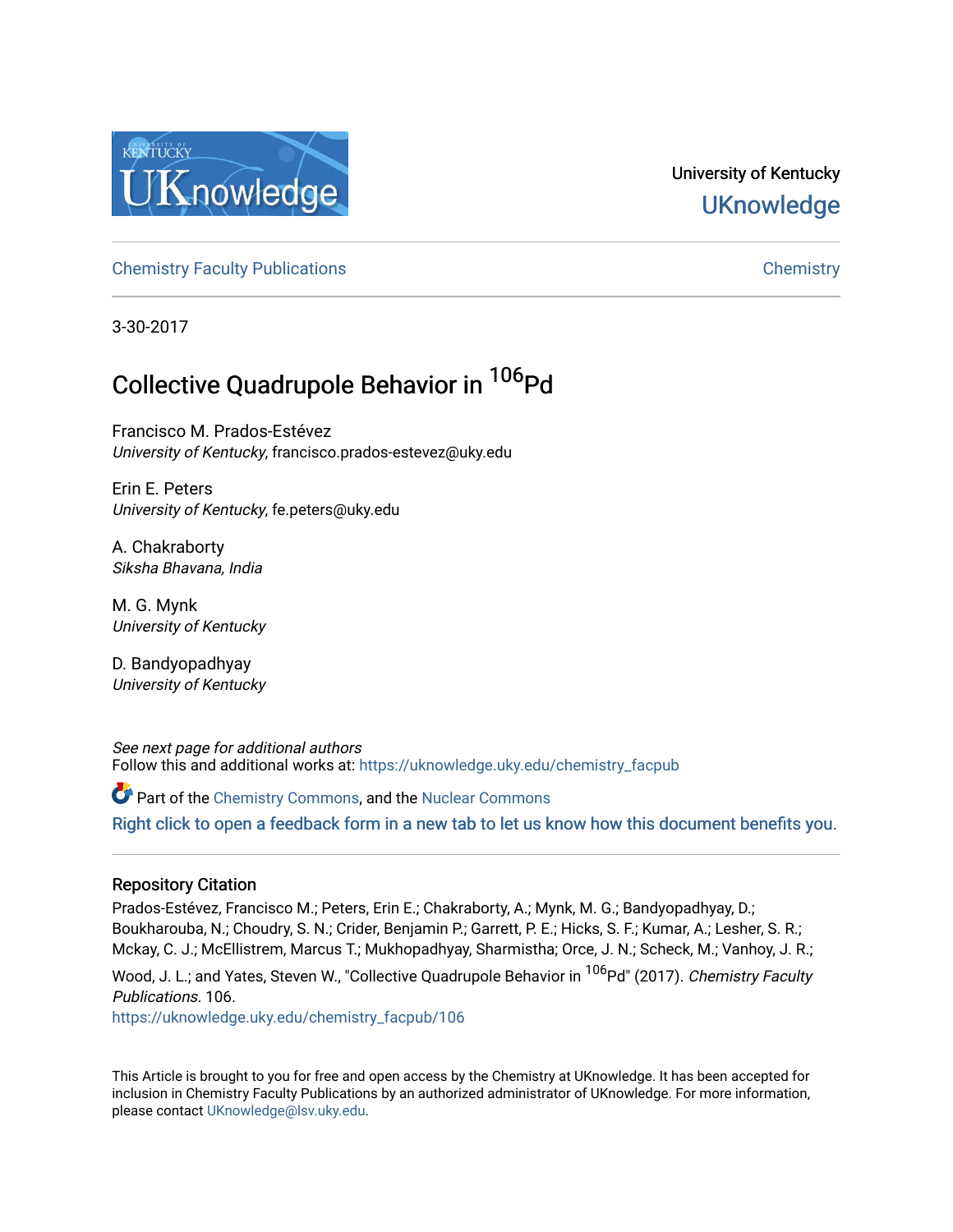University of Kentucky

UKnowledge

Chemistry Faculty Publications

Chemistry

3-30-2017

# Collective Quadrupole Behavior in $^{106}$Pd

Francisco M. Prados-Estévez
*University of Kentucky*, francisco.prados-estevez@uky.edu

Erin E. Peters
*University of Kentucky*, fe.peters@uky.edu

A. Chakraborty
*Siksha Bhavana, India*

M. G. Mynk
*University of Kentucky*

D. Bandyopadhyay
*University of Kentucky*

*See next page for additional authors*

Follow this and additional works at: https://uknowledge.uky.edu/chemistry_facpub

Part of the Chemistry Commons, and the Nuclear Commons

Right click to open a feedback form in a new tab to let us know how this document benefits you.

## Repository Citation

Prados-Estévez, Francisco M.; Peters, Erin E.; Chakraborty, A.; Mynk, M. G.; Bandyopadhyay, D.; Boukharouba, N.; Choudry, S. N.; Crider, Benjamin P.; Garrett, P. E.; Hicks, S. F.; Kumar, A.; Lesher, S. R.; Mckay, C. J.; McEllistrem, Marcus T.; Mukhopadhyay, Sharmistha; Orce, J. N.; Scheck, M.; Vanhoy, J. R.; Wood, J. L.; and Yates, Steven W., "Collective Quadrupole Behavior in $^{106}$Pd" (2017). *Chemistry Faculty Publications*. 106.
https://uknowledge.uky.edu/chemistry_facpub/106

This Article is brought to you for free and open access by the Chemistry at UKnowledge. It has been accepted for inclusion in Chemistry Faculty Publications by an authorized administrator of UKnowledge. For more information, please contact UKnowledge@lsv.uky.edu.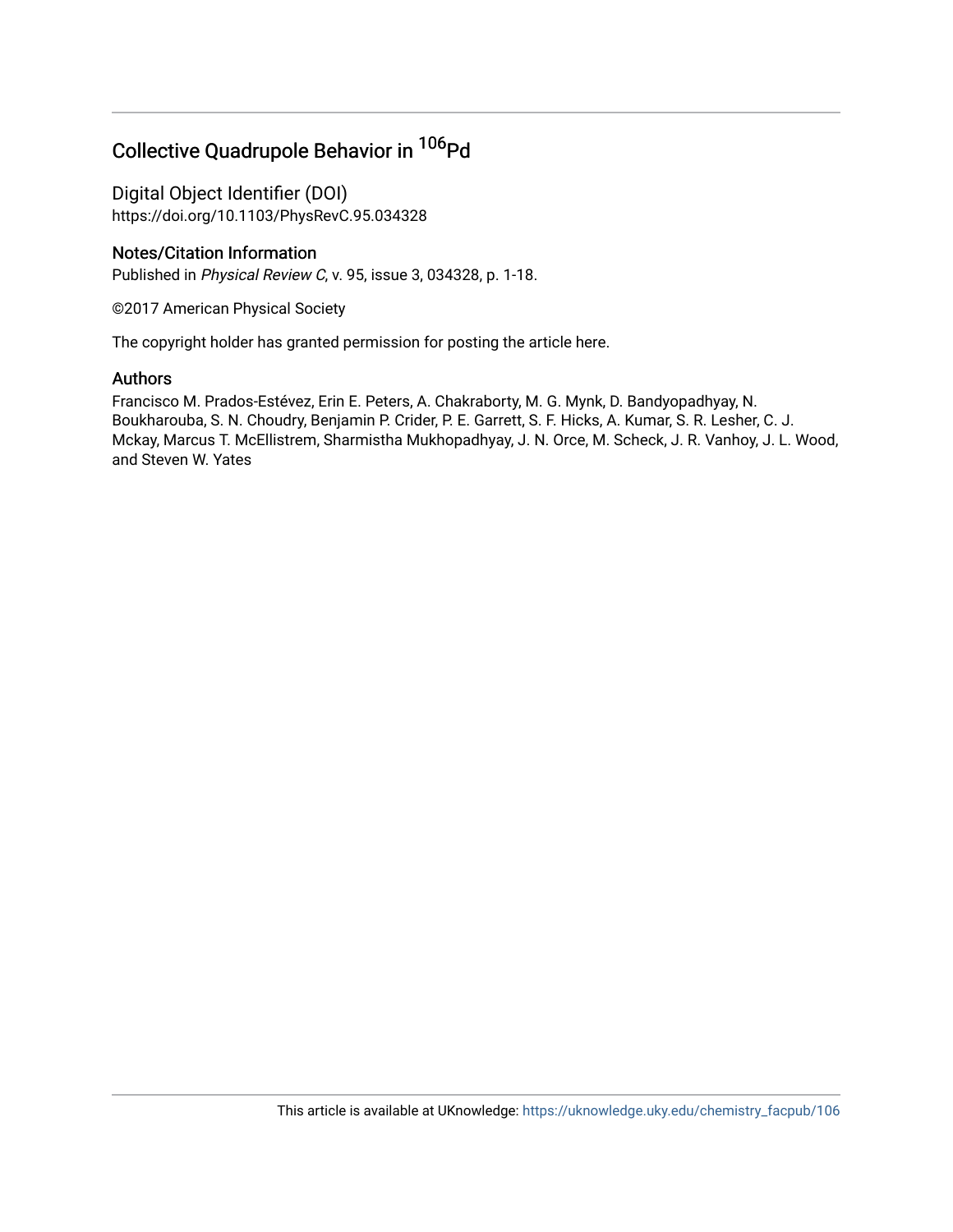# Collective Quadrupole Behavior in $^{106}$Pd

## Digital Object Identifier (DOI)

https://doi.org/10.1103/PhysRevC.95.034328

## Notes/Citation Information

Published in *Physical Review C*, v. 95, issue 3, 034328, p. 1-18.

©2017 American Physical Society

The copyright holder has granted permission for posting the article here.

## Authors

Francisco M. Prados-Estévez, Erin E. Peters, A. Chakraborty, M. G. Mynk, D. Bandyopadhyay, N. Boukharouba, S. N. Choudry, Benjamin P. Crider, P. E. Garrett, S. F. Hicks, A. Kumar, S. R. Lesher, C. J. Mckay, Marcus T. McEllistrem, Sharmistha Mukhopadhyay, J. N. Orce, M. Scheck, J. R. Vanhoy, J. L. Wood, and Steven W. Yates

This article is available at UKnowledge: https://uknowledge.uky.edu/chemistry_facpub/106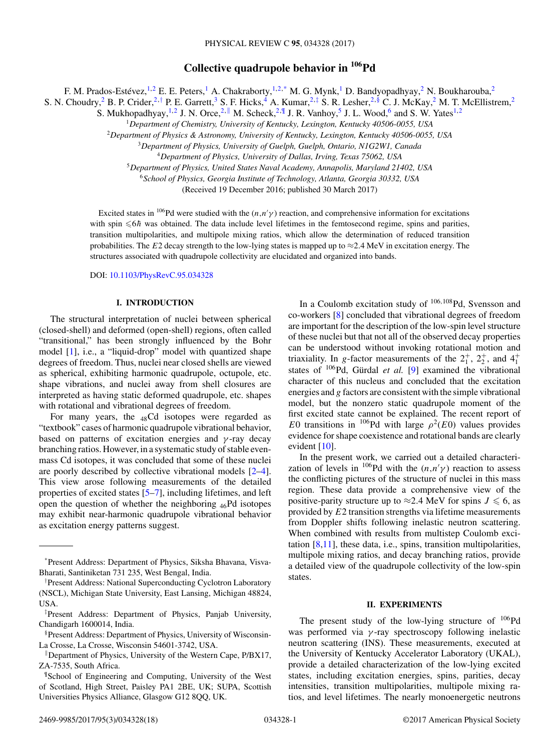# Collective quadrupole behavior in $^{106}$Pd

F. M. Prados-Estévez,[1,2] E. E. Peters,[1] A. Chakraborty,[1,2,*] M. G. Mynk,[1] D. Bandyopadhyay,[2] N. Boukharouba,[2] S. N. Choudry,[2] B. P. Crider,[2,†] P. E. Garrett,[3] S. F. Hicks,[4] A. Kumar,[2,‡] S. R. Lesher,[2,§] C. J. McKay,[2] M. T. McEllistrem,[2] S. Mukhopadhyay,[1,2] J. N. Orce,[2,∥] M. Scheck,[2,¶] J. R. Vanhoy,[5] J. L. Wood,[6] and S. W. Yates[1,2]

[1]*Department of Chemistry, University of Kentucky, Lexington, Kentucky 40506-0055, USA*
[2]*Department of Physics & Astronomy, University of Kentucky, Lexington, Kentucky 40506-0055, USA*
[3]*Department of Physics, University of Guelph, Guelph, Ontario, N1G2W1, Canada*
[4]*Department of Physics, University of Dallas, Irving, Texas 75062, USA*
[5]*Department of Physics, United States Naval Academy, Annapolis, Maryland 21402, USA*
[6]*School of Physics, Georgia Institute of Technology, Atlanta, Georgia 30332, USA*

(Received 19 December 2016; published 30 March 2017)

Excited states in $^{106}$Pd were studied with the $(n,n'\gamma)$ reaction, and comprehensive information for excitations with spin $\leqslant 6\hbar$ was obtained. The data include level lifetimes in the femtosecond regime, spins and parities, transition multipolarities, and multipole mixing ratios, which allow the determination of reduced transition probabilities. The $E2$ decay strength to the low-lying states is mapped up to $\approx$2.4 MeV in excitation energy. The structures associated with quadrupole collectivity are elucidated and organized into bands.

DOI: 10.1103/PhysRevC.95.034328

## I. INTRODUCTION

The structural interpretation of nuclei between spherical (closed-shell) and deformed (open-shell) regions, often called "transitional," has been strongly influenced by the Bohr model [1], i.e., a "liquid-drop" model with quantized shape degrees of freedom. Thus, nuclei near closed shells are viewed as spherical, exhibiting harmonic quadrupole, octupole, etc. shape vibrations, and nuclei away from shell closures are interpreted as having static deformed quadrupole, etc. shapes with rotational and vibrational degrees of freedom.

For many years, the $_{48}$Cd isotopes were regarded as "textbook" cases of harmonic quadrupole vibrational behavior, based on patterns of excitation energies and $\gamma$-ray decay branching ratios. However, in a systematic study of stable even-mass Cd isotopes, it was concluded that some of these nuclei are poorly described by collective vibrational models [2–4]. This view arose following measurements of the detailed properties of excited states [5–7], including lifetimes, and left open the question of whether the neighboring $_{46}$Pd isotopes may exhibit near-harmonic quadrupole vibrational behavior as excitation energy patterns suggest.

In a Coulomb excitation study of $^{106,108}$Pd, Svensson and co-workers [8] concluded that vibrational degrees of freedom are important for the description of the low-spin level structure of these nuclei but that not all of the observed decay properties can be understood without invoking rotational motion and triaxiality. In $g$-factor measurements of the $2_1^+$, $2_2^+$, and $4_1^+$ states of $^{106}$Pd, Gürdal *et al.* [9] examined the vibrational character of this nucleus and concluded that the excitation energies and $g$ factors are consistent with the simple vibrational model, but the nonzero static quadrupole moment of the first excited state cannot be explained. The recent report of $E0$ transitions in $^{106}$Pd with large $\rho^2(E0)$ values provides evidence for shape coexistence and rotational bands are clearly evident [10].

In the present work, we carried out a detailed characterization of levels in $^{106}$Pd with the $(n,n'\gamma)$ reaction to assess the conflicting pictures of the structure of nuclei in this mass region. These data provide a comprehensive view of the positive-parity structure up to $\approx$2.4 MeV for spins $J \leqslant 6$, as provided by $E2$ transition strengths via lifetime measurements from Doppler shifts following inelastic neutron scattering. When combined with results from multistep Coulomb excitation [8,11], these data, i.e., spins, transition multipolarities, multipole mixing ratios, and decay branching ratios, provide a detailed view of the quadrupole collectivity of the low-spin states.

## II. EXPERIMENTS

The present study of the low-lying structure of $^{106}$Pd was performed via $\gamma$-ray spectroscopy following inelastic neutron scattering (INS). These measurements, executed at the University of Kentucky Accelerator Laboratory (UKAL), provide a detailed characterization of the low-lying excited states, including excitation energies, spins, parities, decay intensities, transition multipolarities, multipole mixing ratios, and level lifetimes. The nearly monoenergetic neutrons

---

*Present Address: Department of Physics, Siksha Bhavana, Visva-Bharati, Santiniketan 731 235, West Bengal, India.

†Present Address: National Superconducting Cyclotron Laboratory (NSCL), Michigan State University, East Lansing, Michigan 48824, USA.

‡Present Address: Department of Physics, Panjab University, Chandigarh 1600014, India.

§Present Address: Department of Physics, University of Wisconsin-La Crosse, La Crosse, Wisconsin 54601-3742, USA.

∥Department of Physics, University of the Western Cape, P/BX17, ZA-7535, South Africa.

¶School of Engineering and Computing, University of the West of Scotland, High Street, Paisley PA1 2BE, UK; SUPA, Scottish Universities Physics Alliance, Glasgow G12 8QQ, UK.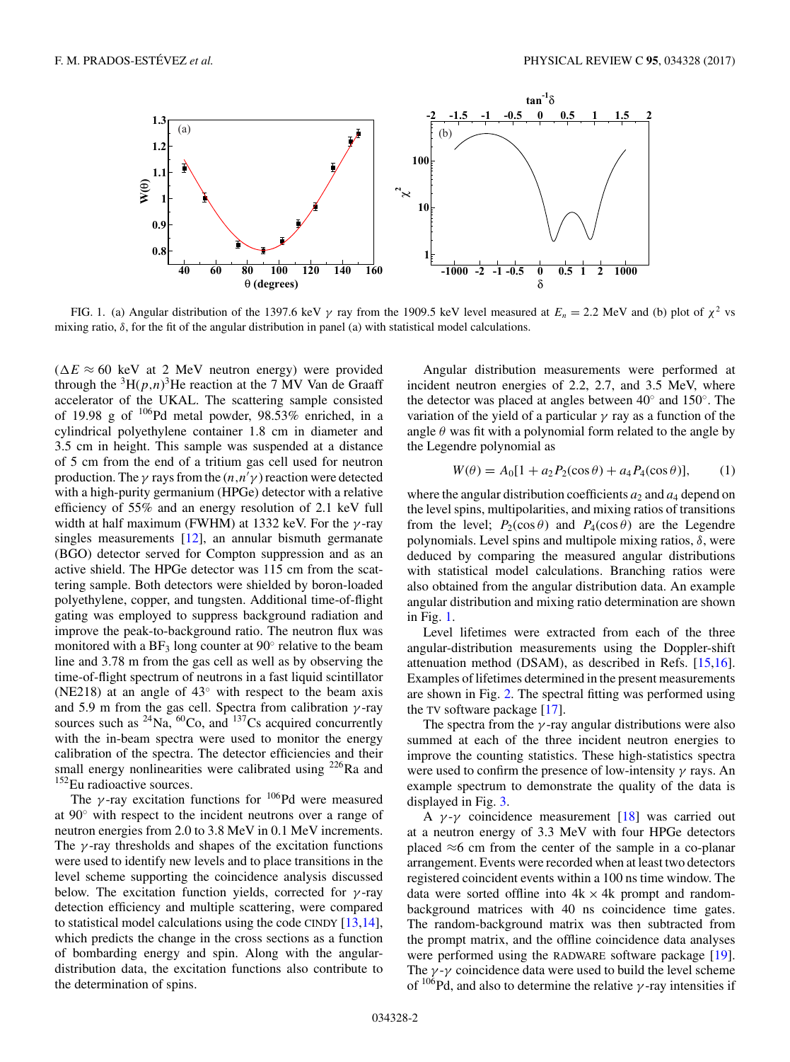FIG. 1. (a) Angular distribution of the 1397.6 keV $\gamma$ ray from the 1909.5 keV level measured at $E_n = 2.2$ MeV and (b) plot of $\chi^2$ vs mixing ratio, $\delta$, for the fit of the angular distribution in panel (a) with statistical model calculations.

($\Delta E \approx 60$ keV at 2 MeV neutron energy) were provided through the $^3$H($p,n$)$^3$He reaction at the 7 MV Van de Graaff accelerator of the UKAL. The scattering sample consisted of 19.98 g of $^{106}$Pd metal powder, 98.53% enriched, in a cylindrical polyethylene container 1.8 cm in diameter and 3.5 cm in height. This sample was suspended at a distance of 5 cm from the end of a tritium gas cell used for neutron production. The $\gamma$ rays from the $(n,n'\gamma)$ reaction were detected with a high-purity germanium (HPGe) detector with a relative efficiency of 55% and an energy resolution of 2.1 keV full width at half maximum (FWHM) at 1332 keV. For the $\gamma$-ray singles measurements [12], an annular bismuth germanate (BGO) detector served for Compton suppression and as an active shield. The HPGe detector was 115 cm from the scattering sample. Both detectors were shielded by boron-loaded polyethylene, copper, and tungsten. Additional time-of-flight gating was employed to suppress background radiation and improve the peak-to-background ratio. The neutron flux was monitored with a $BF_3$ long counter at 90° relative to the beam line and 3.78 m from the gas cell as well as by observing the time-of-flight spectrum of neutrons in a fast liquid scintillator (NE218) at an angle of 43° with respect to the beam axis and 5.9 m from the gas cell. Spectra from calibration $\gamma$-ray sources such as $^{24}$Na, $^{60}$Co, and $^{137}$Cs acquired concurrently with the in-beam spectra were used to monitor the energy calibration of the spectra. The detector efficiencies and their small energy nonlinearities were calibrated using $^{226}$Ra and $^{152}$Eu radioactive sources.

The $\gamma$-ray excitation functions for $^{106}$Pd were measured at 90° with respect to the incident neutrons over a range of neutron energies from 2.0 to 3.8 MeV in 0.1 MeV increments. The $\gamma$-ray thresholds and shapes of the excitation functions were used to identify new levels and to place transitions in the level scheme supporting the coincidence analysis discussed below. The excitation function yields, corrected for $\gamma$-ray detection efficiency and multiple scattering, were compared to statistical model calculations using the code CINDY [13,14], which predicts the change in the cross sections as a function of bombarding energy and spin. Along with the angular-distribution data, the excitation functions also contribute to the determination of spins.

Angular distribution measurements were performed at incident neutron energies of 2.2, 2.7, and 3.5 MeV, where the detector was placed at angles between 40° and 150°. The variation of the yield of a particular $\gamma$ ray as a function of the angle $\theta$ was fit with a polynomial form related to the angle by the Legendre polynomial as

$$W(\theta) = A_0[1 + a_2 P_2(\cos\theta) + a_4 P_4(\cos\theta)], \qquad (1)$$

where the angular distribution coefficients $a_2$ and $a_4$ depend on the level spins, multipolarities, and mixing ratios of transitions from the level; $P_2(\cos\theta)$ and $P_4(\cos\theta)$ are the Legendre polynomials. Level spins and multipole mixing ratios, $\delta$, were deduced by comparing the measured angular distributions with statistical model calculations. Branching ratios were also obtained from the angular distribution data. An example angular distribution and mixing ratio determination are shown in Fig. 1.

Level lifetimes were extracted from each of the three angular-distribution measurements using the Doppler-shift attenuation method (DSAM), as described in Refs. [15,16]. Examples of lifetimes determined in the present measurements are shown in Fig. 2. The spectral fitting was performed using the TV software package [17].

The spectra from the $\gamma$-ray angular distributions were also summed at each of the three incident neutron energies to improve the counting statistics. These high-statistics spectra were used to confirm the presence of low-intensity $\gamma$ rays. An example spectrum to demonstrate the quality of the data is displayed in Fig. 3.

A $\gamma$-$\gamma$ coincidence measurement [18] was carried out at a neutron energy of 3.3 MeV with four HPGe detectors placed ≈6 cm from the center of the sample in a co-planar arrangement. Events were recorded when at least two detectors registered coincident events within a 100 ns time window. The data were sorted offline into 4k × 4k prompt and random-background matrices with 40 ns coincidence time gates. The random-background matrix was then subtracted from the prompt matrix, and the offline coincidence data analyses were performed using the RADWARE software package [19]. The $\gamma$-$\gamma$ coincidence data were used to build the level scheme of $^{106}$Pd, and also to determine the relative $\gamma$-ray intensities if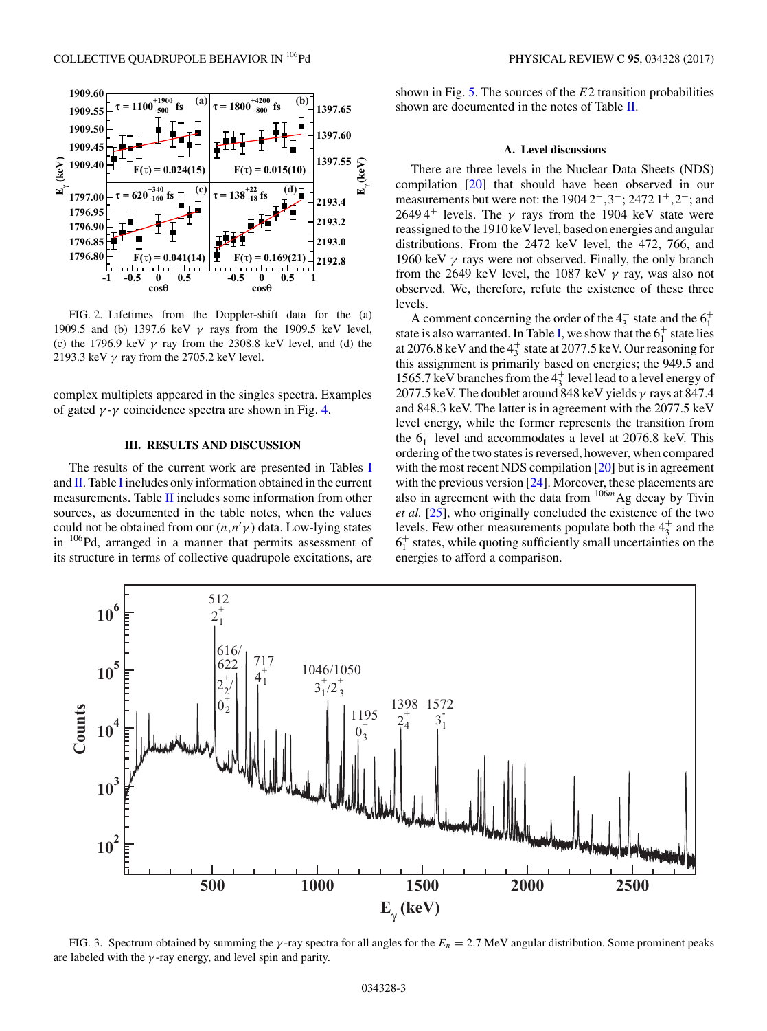FIG. 2. Lifetimes from the Doppler-shift data for the (a) 1909.5 and (b) 1397.6 keV $\gamma$ rays from the 1909.5 keV level, (c) the 1796.9 keV $\gamma$ ray from the 2308.8 keV level, and (d) the 2193.3 keV $\gamma$ ray from the 2705.2 keV level.

complex multiplets appeared in the singles spectra. Examples of gated $\gamma$-$\gamma$ coincidence spectra are shown in Fig. 4.

## III. RESULTS AND DISCUSSION

The results of the current work are presented in Tables I and II. Table I includes only information obtained in the current measurements. Table II includes some information from other sources, as documented in the table notes, when the values could not be obtained from our $(n,n'\gamma)$ data. Low-lying states in $^{106}$Pd, arranged in a manner that permits assessment of its structure in terms of collective quadrupole excitations, are shown in Fig. 5. The sources of the $E2$ transition probabilities shown are documented in the notes of Table II.

### A. Level discussions

There are three levels in the Nuclear Data Sheets (NDS) compilation [20] that should have been observed in our measurements but were not: the 1904 $2^-,3^-$; 2472 $1^+,2^+$; and 2649 $4^+$ levels. The $\gamma$ rays from the 1904 keV state were reassigned to the 1910 keV level, based on energies and angular distributions. From the 2472 keV level, the 472, 766, and 1960 keV $\gamma$ rays were not observed. Finally, the only branch from the 2649 keV level, the 1087 keV $\gamma$ ray, was also not observed. We, therefore, refute the existence of these three levels.

A comment concerning the order of the $4_3^+$ state and the $6_1^+$ state is also warranted. In Table I, we show that the $6_1^+$ state lies at 2076.8 keV and the $4_3^+$ state at 2077.5 keV. Our reasoning for this assignment is primarily based on energies; the 949.5 and 1565.7 keV branches from the $4_3^+$ level lead to a level energy of 2077.5 keV. The doublet around 848 keV yields $\gamma$ rays at 847.4 and 848.3 keV. The latter is in agreement with the 2077.5 keV level energy, while the former represents the transition from the $6_1^+$ level and accommodates a level at 2076.8 keV. This ordering of the two states is reversed, however, when compared with the most recent NDS compilation [20] but is in agreement with the previous version [24]. Moreover, these placements are also in agreement with the data from $^{106m}$Ag decay by Tivin *et al.* [25], who originally concluded the existence of the two levels. Few other measurements populate both the $4_3^+$ and the $6_1^+$ states, while quoting sufficiently small uncertainties on the energies to afford a comparison.

FIG. 3. Spectrum obtained by summing the $\gamma$-ray spectra for all angles for the $E_n = 2.7$ MeV angular distribution. Some prominent peaks are labeled with the $\gamma$-ray energy, and level spin and parity.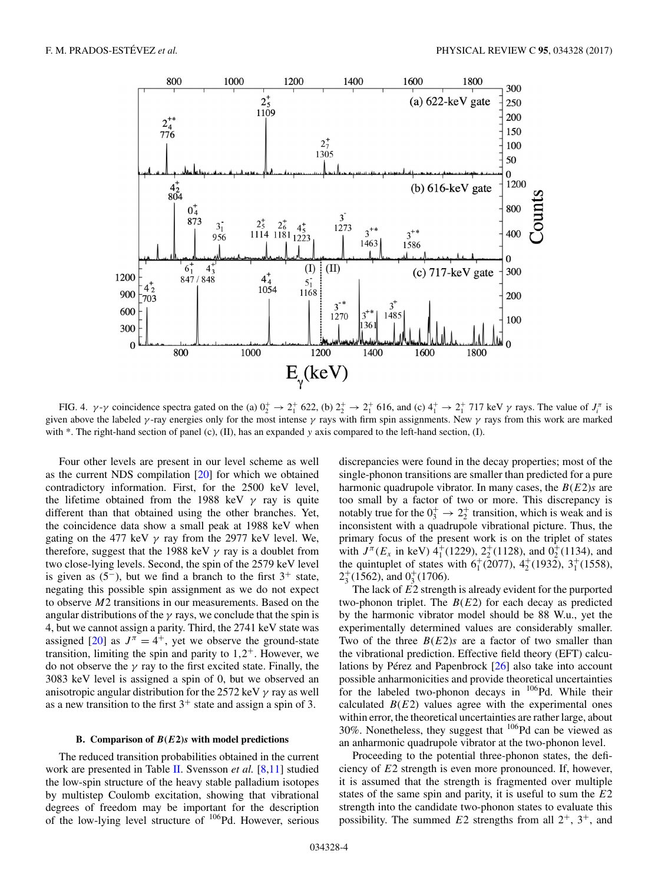FIG. 4. $\gamma$-$\gamma$ coincidence spectra gated on the (a) $0_2^+ \rightarrow 2_1^+$ 622, (b) $2_2^+ \rightarrow 2_1^+$ 616, and (c) $4_1^+ \rightarrow 2_1^+$ 717 keV $\gamma$ rays. The value of $J_i^\pi$ is given above the labeled $\gamma$-ray energies only for the most intense $\gamma$ rays with firm spin assignments. New $\gamma$ rays from this work are marked with *. The right-hand section of panel (c), (II), has an expanded $y$ axis compared to the left-hand section, (I).

Four other levels are present in our level scheme as well as the current NDS compilation [20] for which we obtained contradictory information. First, for the 2500 keV level, the lifetime obtained from the 1988 keV $\gamma$ ray is quite different than that obtained using the other branches. Yet, the coincidence data show a small peak at 1988 keV when gating on the 477 keV $\gamma$ ray from the 2977 keV level. We, therefore, suggest that the 1988 keV $\gamma$ ray is a doublet from two close-lying levels. Second, the spin of the 2579 keV level is given as $(5^-)$, but we find a branch to the first $3^+$ state, negating this possible spin assignment as we do not expect to observe $M2$ transitions in our measurements. Based on the angular distributions of the $\gamma$ rays, we conclude that the spin is 4, but we cannot assign a parity. Third, the 2741 keV state was assigned [20] as $J^\pi = 4^+$, yet we observe the ground-state transition, limiting the spin and parity to $1,2^+$. However, we do not observe the $\gamma$ ray to the first excited state. Finally, the 3083 keV level is assigned a spin of 0, but we observed an anisotropic angular distribution for the 2572 keV $\gamma$ ray as well as a new transition to the first $3^+$ state and assign a spin of 3.

### B. Comparison of $B(E2)$s with model predictions

The reduced transition probabilities obtained in the current work are presented in Table II. Svensson *et al.* [8,11] studied the low-spin structure of the heavy stable palladium isotopes by multistep Coulomb excitation, showing that vibrational degrees of freedom may be important for the description of the low-lying level structure of $^{106}$Pd. However, serious discrepancies were found in the decay properties; most of the single-phonon transitions are smaller than predicted for a pure harmonic quadrupole vibrator. In many cases, the $B(E2)$s are too small by a factor of two or more. This discrepancy is notably true for the $0_3^+ \rightarrow 2_2^+$ transition, which is weak and is inconsistent with a quadrupole vibrational picture. Thus, the primary focus of the present work is on the triplet of states with $J^\pi(E_x$ in keV) $4_1^+(1229)$, $2_2^+(1128)$, and $0_2^+(1134)$, and the quintuplet of states with $6_1^+(2077)$, $4_2^+(1932)$, $3_1^+(1558)$, $2_3^+(1562)$, and $0_3^+(1706)$.

The lack of $E2$ strength is already evident for the purported two-phonon triplet. The $B(E2)$ for each decay as predicted by the harmonic vibrator model should be 88 W.u., yet the experimentally determined values are considerably smaller. Two of the three $B(E2)$s are a factor of two smaller than the vibrational prediction. Effective field theory (EFT) calculations by Pérez and Papenbrock [26] also take into account possible anharmonicities and provide theoretical uncertainties for the labeled two-phonon decays in $^{106}$Pd. While their calculated $B(E2)$ values agree with the experimental ones within error, the theoretical uncertainties are rather large, about 30%. Nonetheless, they suggest that $^{106}$Pd can be viewed as an anharmonic quadrupole vibrator at the two-phonon level.

Proceeding to the potential three-phonon states, the deficiency of $E2$ strength is even more pronounced. If, however, it is assumed that the strength is fragmented over multiple states of the same spin and parity, it is useful to sum the $E2$ strength into the candidate two-phonon states to evaluate this possibility. The summed $E2$ strengths from all $2^+$, $3^+$, and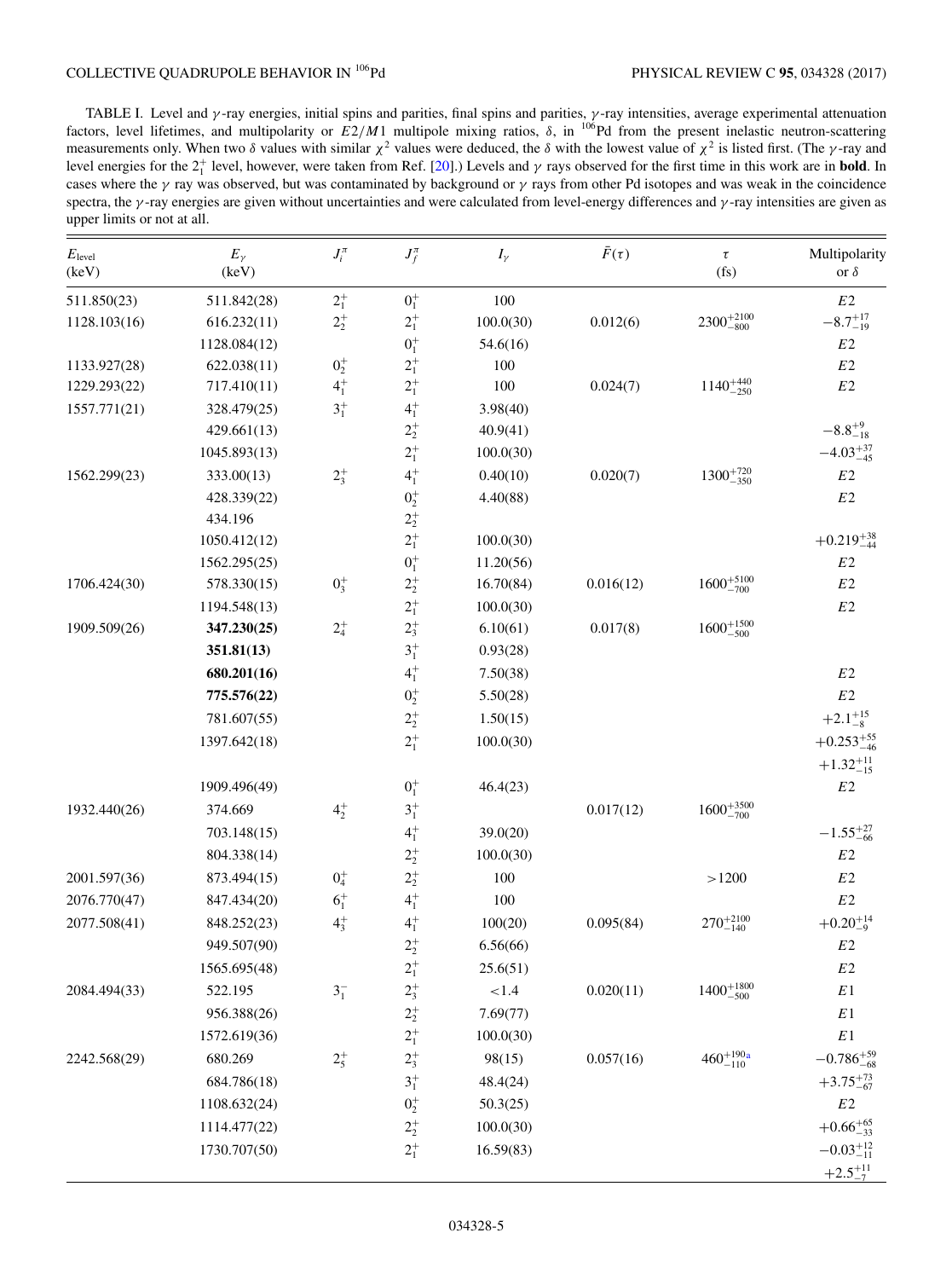TABLE I. Level and $\gamma$-ray energies, initial spins and parities, final spins and parities, $\gamma$-ray intensities, average experimental attenuation factors, level lifetimes, and multipolarity or $E2/M1$ multipole mixing ratios, $\delta$, in $^{106}$Pd from the present inelastic neutron-scattering measurements only. When two $\delta$ values with similar $\chi^2$ values were deduced, the $\delta$ with the lowest value of $\chi^2$ is listed first. (The $\gamma$-ray and level energies for the $2_1^+$ level, however, were taken from Ref. [20].) Levels and $\gamma$ rays observed for the first time in this work are in **bold**. In cases where the $\gamma$ ray was observed, but was contaminated by background or $\gamma$ rays from other Pd isotopes and was weak in the coincidence spectra, the $\gamma$-ray energies are given without uncertainties and were calculated from level-energy differences and $\gamma$-ray intensities are given as upper limits or not at all.

| $E_{\text{level}}$ (keV) | $E_\gamma$ (keV) | $J_i^\pi$ | $J_f^\pi$ | $I_\gamma$ | $\bar{F}(\tau)$ | $\tau$ (fs) | Multipolarity or $\delta$ |
|---|---|---|---|---|---|---|---|
| 511.850(23) | 511.842(28) | $2_1^+$ | $0_1^+$ | 100 | | | $E2$ |
| 1128.103(16) | 616.232(11) | $2_2^+$ | $2_1^+$ | 100.0(30) | 0.012(6) | $2300^{+2100}_{-800}$ | $-8.7^{+17}_{-19}$ |
| | 1128.084(12) | | $0_1^+$ | 54.6(16) | | | $E2$ |
| 1133.927(28) | 622.038(11) | $0_2^+$ | $2_1^+$ | 100 | | | $E2$ |
| 1229.293(22) | 717.410(11) | $4_1^+$ | $2_1^+$ | 100 | 0.024(7) | $1140^{+440}_{-250}$ | $E2$ |
| 1557.771(21) | 328.479(25) | $3_1^+$ | $4_1^+$ | 3.98(40) | | | |
| | 429.661(13) | | $2_2^+$ | 40.9(41) | | | $-8.8^{+9}_{-18}$ |
| | 1045.893(13) | | $2_1^+$ | 100.0(30) | | | $-4.03^{+37}_{-45}$ |
| 1562.299(23) | 333.00(13) | $2_3^+$ | $4_1^+$ | 0.40(10) | 0.020(7) | $1300^{+720}_{-350}$ | $E2$ |
| | 428.339(22) | | $0_2^+$ | 4.40(88) | | | $E2$ |
| | 434.196 | | $2_2^+$ | | | | |
| | 1050.412(12) | | $2_1^+$ | 100.0(30) | | | $+0.219^{+38}_{-44}$ |
| | 1562.295(25) | | $0_1^+$ | 11.20(56) | | | $E2$ |
| 1706.424(30) | 578.330(15) | $0_3^+$ | $2_2^+$ | 16.70(84) | 0.016(12) | $1600^{+5100}_{-700}$ | $E2$ |
| | 1194.548(13) | | $2_1^+$ | 100.0(30) | | | $E2$ |
| 1909.509(26) | **347.230(25)** | $2_4^+$ | $2_3^+$ | 6.10(61) | 0.017(8) | $1600^{+1500}_{-500}$ | |
| | **351.81(13)** | | $3_1^+$ | 0.93(28) | | | |
| | **680.201(16)** | | $4_1^+$ | 7.50(38) | | | $E2$ |
| | **775.576(22)** | | $0_2^+$ | 5.50(28) | | | $E2$ |
| | 781.607(55) | | $2_2^+$ | 1.50(15) | | | $+2.1^{+15}_{-8}$ |
| | 1397.642(18) | | $2_1^+$ | 100.0(30) | | | $+0.253^{+55}_{-46}$ |
| | | | | | | | $+1.32^{+11}_{-15}$ |
| | 1909.496(49) | | $0_1^+$ | 46.4(23) | | | $E2$ |
| 1932.440(26) | 374.669 | $4_2^+$ | $3_1^+$ | | 0.017(12) | $1600^{+3500}_{-700}$ | |
| | 703.148(15) | | $4_1^+$ | 39.0(20) | | | $-1.55^{+27}_{-66}$ |
| | 804.338(14) | | $2_2^+$ | 100.0(30) | | | $E2$ |
| 2001.597(36) | 873.494(15) | $0_4^+$ | $2_2^+$ | 100 | | $>1200$ | $E2$ |
| 2076.770(47) | 847.434(20) | $6_1^+$ | $4_1^+$ | 100 | | | $E2$ |
| 2077.508(41) | 848.252(23) | $4_3^+$ | $4_1^+$ | 100(20) | 0.095(84) | $270^{+2100}_{-140}$ | $+0.20^{+14}_{-9}$ |
| | 949.507(90) | | $2_2^+$ | 6.56(66) | | | $E2$ |
| | 1565.695(48) | | $2_1^+$ | 25.6(51) | | | $E2$ |
| 2084.494(33) | 522.195 | $3_1^-$ | $2_3^+$ | $<1.4$ | 0.020(11) | $1400^{+1800}_{-500}$ | $E1$ |
| | 956.388(26) | | $2_2^+$ | 7.69(77) | | | $E1$ |
| | 1572.619(36) | | $2_1^+$ | 100.0(30) | | | $E1$ |
| 2242.568(29) | 680.269 | $2_5^+$ | $2_3^+$ | 98(15) | 0.057(16) | $460^{+190}_{-110}$ [a] | $-0.786^{+59}_{-68}$ |
| | 684.786(18) | | $3_1^+$ | 48.4(24) | | | $+3.75^{+73}_{-67}$ |
| | 1108.632(24) | | $0_2^+$ | 50.3(25) | | | $E2$ |
| | 1114.477(22) | | $2_2^+$ | 100.0(30) | | | $+0.66^{+65}_{-33}$ |
| | 1730.707(50) | | $2_1^+$ | 16.59(83) | | | $-0.03^{+12}_{-11}$ |
| | | | | | | | $+2.5^{+11}_{-7}$ |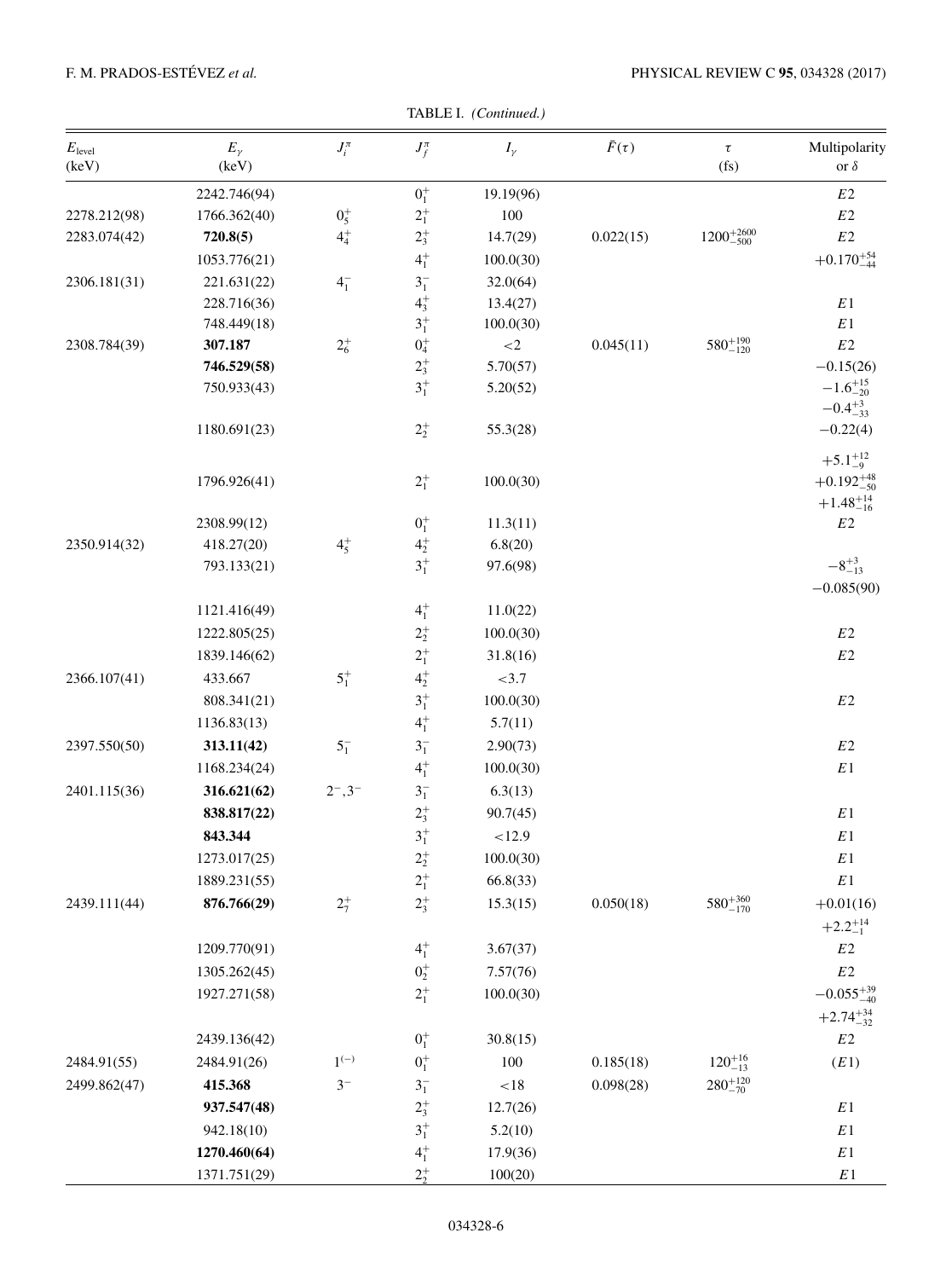TABLE I. *(Continued.)*

| $E_{\text{level}}$ (keV) | $E_\gamma$ (keV) | $J_i^\pi$ | $J_f^\pi$ | $I_\gamma$ | $\bar{F}(\tau)$ | $\tau$ (fs) | Multipolarity or $\delta$ |
|---|---|---|---|---|---|---|---|
| | 2242.746(94) | | $0_1^+$ | 19.19(96) | | | $E2$ |
| 2278.212(98) | 1766.362(40) | $0_5^+$ | $2_1^+$ | 100 | | | $E2$ |
| 2283.074(42) | **720.8(5)** | $4_4^+$ | $2_3^+$ | 14.7(29) | 0.022(15) | $1200^{+2600}_{-500}$ | $E2$ |
| | 1053.776(21) | | $4_1^+$ | 100.0(30) | | | $+0.170^{+54}_{-44}$ |
| 2306.181(31) | 221.631(22) | $4_1^-$ | $3_1^-$ | 32.0(64) | | | |
| | 228.716(36) | | $4_3^+$ | 13.4(27) | | | $E1$ |
| | 748.449(18) | | $3_1^+$ | 100.0(30) | | | $E1$ |
| 2308.784(39) | **307.187** | $2_6^+$ | $0_4^+$ | $<2$ | 0.045(11) | $580^{+190}_{-120}$ | $E2$ |
| | **746.529(58)** | | $2_3^+$ | 5.70(57) | | | $-0.15(26)$ |
| | 750.933(43) | | $3_1^+$ | 5.20(52) | | | $-1.6^{+15}_{-20}$ |
| | | | | | | | $-0.4^{+3}_{-33}$ |
| | 1180.691(23) | | $2_2^+$ | 55.3(28) | | | $-0.22(4)$ |
| | | | | | | | $+5.1^{+12}_{-9}$ |
| | 1796.926(41) | | $2_1^+$ | 100.0(30) | | | $+0.192^{+48}_{-50}$ |
| | | | | | | | $+1.48^{+14}_{-16}$ |
| | 2308.99(12) | | $0_1^+$ | 11.3(11) | | | $E2$ |
| 2350.914(32) | 418.27(20) | $4_5^+$ | $4_2^+$ | 6.8(20) | | | |
| | 793.133(21) | | $3_1^+$ | 97.6(98) | | | $-8^{+3}_{-13}$ |
| | | | | | | | $-0.085(90)$ |
| | 1121.416(49) | | $4_1^+$ | 11.0(22) | | | |
| | 1222.805(25) | | $2_2^+$ | 100.0(30) | | | $E2$ |
| | 1839.146(62) | | $2_1^+$ | 31.8(16) | | | $E2$ |
| 2366.107(41) | 433.667 | $5_1^+$ | $4_2^+$ | $<3.7$ | | | |
| | 808.341(21) | | $3_1^+$ | 100.0(30) | | | $E2$ |
| | 1136.83(13) | | $4_1^+$ | 5.7(11) | | | |
| 2397.550(50) | **313.11(42)** | $5_1^-$ | $3_1^-$ | 2.90(73) | | | $E2$ |
| | 1168.234(24) | | $4_1^+$ | 100.0(30) | | | $E1$ |
| 2401.115(36) | **316.621(62)** | $2^-,3^-$ | $3_1^-$ | 6.3(13) | | | |
| | **838.817(22)** | | $2_3^+$ | 90.7(45) | | | $E1$ |
| | **843.344** | | $3_1^+$ | $<12.9$ | | | $E1$ |
| | 1273.017(25) | | $2_2^+$ | 100.0(30) | | | $E1$ |
| | 1889.231(55) | | $2_1^+$ | 66.8(33) | | | $E1$ |
| 2439.111(44) | **876.766(29)** | $2_7^+$ | $2_3^+$ | 15.3(15) | 0.050(18) | $580^{+360}_{-170}$ | $+0.01(16)$ |
| | | | | | | | $+2.2^{+14}_{-1}$ |
| | 1209.770(91) | | $4_1^+$ | 3.67(37) | | | $E2$ |
| | 1305.262(45) | | $0_2^+$ | 7.57(76) | | | $E2$ |
| | 1927.271(58) | | $2_1^+$ | 100.0(30) | | | $-0.055^{+39}_{-40}$ |
| | | | | | | | $+2.74^{+34}_{-32}$ |
| | 2439.136(42) | | $0_1^+$ | 30.8(15) | | | $E2$ |
| 2484.91(55) | 2484.91(26) | $1^{(-)}$ | $0_1^+$ | 100 | 0.185(18) | $120^{+16}_{-13}$ | $(E1)$ |
| 2499.862(47) | **415.368** | $3^-$ | $3_1^-$ | $<18$ | 0.098(28) | $280^{+120}_{-70}$ | |
| | **937.547(48)** | | $2_3^+$ | 12.7(26) | | | $E1$ |
| | 942.18(10) | | $3_1^+$ | 5.2(10) | | | $E1$ |
| | **1270.460(64)** | | $4_1^+$ | 17.9(36) | | | $E1$ |
| | 1371.751(29) | | $2_2^+$ | 100(20) | | | $E1$ |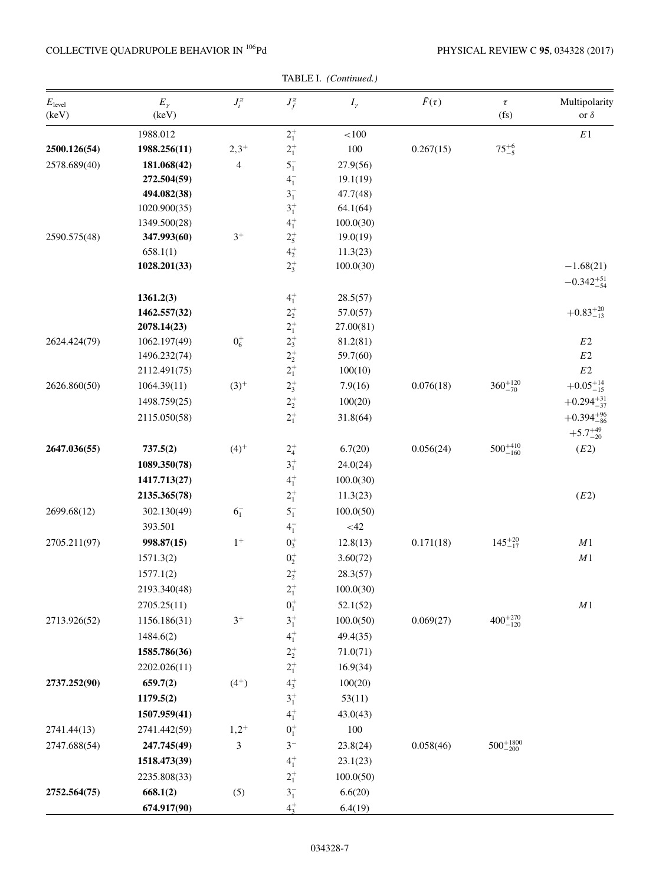TABLE I. *(Continued.)*

| $E_{\text{level}}$ (keV) | $E_\gamma$ (keV) | $J_i^\pi$ | $J_f^\pi$ | $I_\gamma$ | $\bar{F}(\tau)$ | $\tau$ (fs) | Multipolarity or $\delta$ |
|---|---|---|---|---|---|---|---|
| | 1988.012 | | $2_1^+$ | <100 | | | $E1$ |
| **2500.126(54)** | **1988.256(11)** | $2,3^+$ | $2_1^+$ | 100 | 0.267(15) | $75_{-5}^{+6}$ | |
| 2578.689(40) | **181.068(42)** | 4 | $5_1^-$ | 27.9(56) | | | |
| | **272.504(59)** | | $4_1^-$ | 19.1(19) | | | |
| | **494.082(38)** | | $3_1^-$ | 47.7(48) | | | |
| | 1020.900(35) | | $3_1^+$ | 64.1(64) | | | |
| | 1349.500(28) | | $4_1^+$ | 100.0(30) | | | |
| 2590.575(48) | **347.993(60)** | $3^+$ | $2_5^+$ | 19.0(19) | | | |
| | 658.1(1) | | $4_2^+$ | 11.3(23) | | | |
| | **1028.201(33)** | | $2_3^+$ | 100.0(30) | | | $-1.68(21)$ |
| | | | | | | | $-0.342_{-54}^{+51}$ |
| | **1361.2(3)** | | $4_1^+$ | 28.5(57) | | | |
| | **1462.557(32)** | | $2_2^+$ | 57.0(57) | | | $+0.83_{-13}^{+20}$ |
| | **2078.14(23)** | | $2_1^+$ | 27.00(81) | | | |
| 2624.424(79) | 1062.197(49) | $0_6^+$ | $2_3^+$ | 81.2(81) | | | $E2$ |
| | 1496.232(74) | | $2_2^+$ | 59.7(60) | | | $E2$ |
| | 2112.491(75) | | $2_1^+$ | 100(10) | | | $E2$ |
| 2626.860(50) | 1064.39(11) | $(3)^+$ | $2_3^+$ | 7.9(16) | 0.076(18) | $360_{-70}^{+120}$ | $+0.05_{-15}^{+14}$ |
| | 1498.759(25) | | $2_2^+$ | 100(20) | | | $+0.294_{-37}^{+31}$ |
| | 2115.050(58) | | $2_1^+$ | 31.8(64) | | | $+0.394_{-86}^{+96}$ |
| | | | | | | | $+5.7_{-20}^{+49}$ |
| **2647.036(55)** | **737.5(2)** | $(4)^+$ | $2_4^+$ | 6.7(20) | 0.056(24) | $500_{-160}^{+410}$ | $(E2)$ |
| | **1089.350(78)** | | $3_1^+$ | 24.0(24) | | | |
| | **1417.713(27)** | | $4_1^+$ | 100.0(30) | | | |
| | **2135.365(78)** | | $2_1^+$ | 11.3(23) | | | $(E2)$ |
| 2699.68(12) | 302.130(49) | $6_1^-$ | $5_1^-$ | 100.0(50) | | | |
| | 393.501 | | $4_1^-$ | <42 | | | |
| 2705.211(97) | **998.87(15)** | $1^+$ | $0_3^+$ | 12.8(13) | 0.171(18) | $145_{-17}^{+20}$ | $M1$ |
| | 1571.3(2) | | $0_2^+$ | 3.60(72) | | | $M1$ |
| | 1577.1(2) | | $2_2^+$ | 28.3(57) | | | |
| | 2193.340(48) | | $2_1^+$ | 100.0(30) | | | |
| | 2705.25(11) | | $0_1^+$ | 52.1(52) | | | $M1$ |
| 2713.926(52) | 1156.186(31) | $3^+$ | $3_1^+$ | 100.0(50) | 0.069(27) | $400_{-120}^{+270}$ | |
| | 1484.6(2) | | $4_1^+$ | 49.4(35) | | | |
| | **1585.786(36)** | | $2_2^+$ | 71.0(71) | | | |
| | 2202.026(11) | | $2_1^+$ | 16.9(34) | | | |
| **2737.252(90)** | **659.7(2)** | $(4^+)$ | $4_3^+$ | 100(20) | | | |
| | **1179.5(2)** | | $3_1^+$ | 53(11) | | | |
| | **1507.959(41)** | | $4_1^+$ | 43.0(43) | | | |
| 2741.44(13) | 2741.442(59) | $1,2^+$ | $0_1^+$ | 100 | | | |
| 2747.688(54) | **247.745(49)** | 3 | $3^-$ | 23.8(24) | 0.058(46) | $500_{-200}^{+1800}$ | |
| | **1518.473(39)** | | $4_1^+$ | 23.1(23) | | | |
| | 2235.808(33) | | $2_1^+$ | 100.0(50) | | | |
| **2752.564(75)** | **668.1(2)** | (5) | $3_1^-$ | 6.6(20) | | | |
| | **674.917(90)** | | $4_3^+$ | 6.4(19) | | | |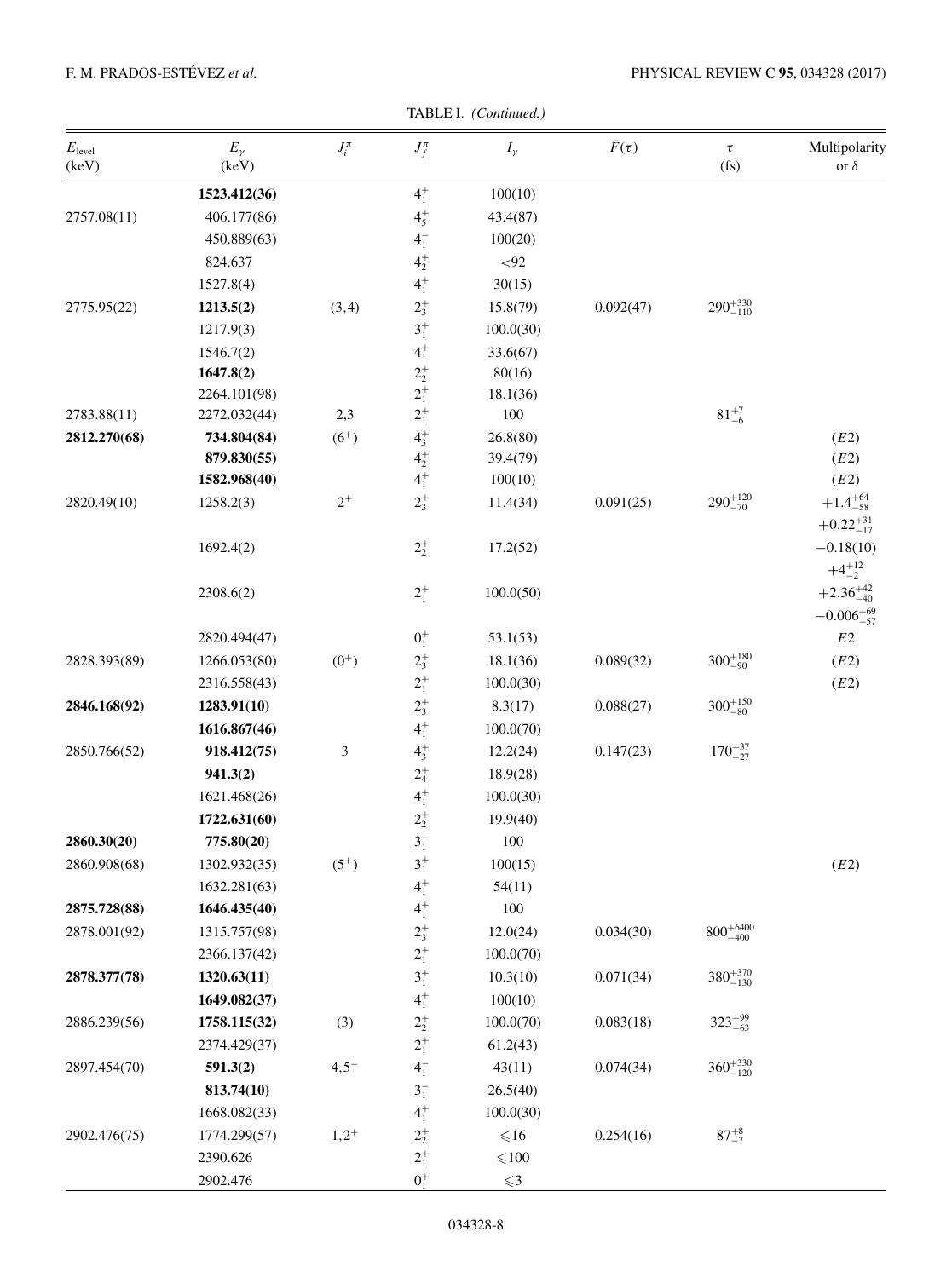TABLE I. *(Continued.)*

| $E_{\text{level}}$ (keV) | $E_\gamma$ (keV) | $J_i^\pi$ | $J_f^\pi$ | $I_\gamma$ | $\bar{F}(\tau)$ | $\tau$ (fs) | Multipolarity or $\delta$ |
|---|---|---|---|---|---|---|---|
| | **1523.412(36)** | | $4_1^+$ | 100(10) | | | |
| 2757.08(11) | 406.177(86) | | $4_5^+$ | 43.4(87) | | | |
| | 450.889(63) | | $4_1^-$ | 100(20) | | | |
| | 824.637 | | $4_2^+$ | <92 | | | |
| | 1527.8(4) | | $4_1^+$ | 30(15) | | | |
| 2775.95(22) | **1213.5(2)** | (3,4) | $2_3^+$ | 15.8(79) | 0.092(47) | $290^{+330}_{-110}$ | |
| | 1217.9(3) | | $3_1^+$ | 100.0(30) | | | |
| | 1546.7(2) | | $4_1^+$ | 33.6(67) | | | |
| | **1647.8(2)** | | $2_2^+$ | 80(16) | | | |
| | 2264.101(98) | | $2_1^+$ | 18.1(36) | | | |
| 2783.88(11) | 2272.032(44) | 2,3 | $2_1^+$ | 100 | | $81^{+7}_{-6}$ | |
| **2812.270(68)** | **734.804(84)** | $(6^+)$ | $4_3^+$ | 26.8(80) | | | $(E2)$ |
| | **879.830(55)** | | $4_2^+$ | 39.4(79) | | | $(E2)$ |
| | **1582.968(40)** | | $4_1^+$ | 100(10) | | | $(E2)$ |
| 2820.49(10) | 1258.2(3) | $2^+$ | $2_3^+$ | 11.4(34) | 0.091(25) | $290^{+120}_{-70}$ | $+1.4^{+64}_{-58}$<br>$+0.22^{+31}_{-17}$ |
| | 1692.4(2) | | $2_2^+$ | 17.2(52) | | | $-0.18(10)$<br>$+4^{+12}_{-2}$ |
| | 2308.6(2) | | $2_1^+$ | 100.0(50) | | | $+2.36^{+42}_{-40}$<br>$-0.006^{+69}_{-57}$ |
| | 2820.494(47) | | $0_1^+$ | 53.1(53) | | | $E2$ |
| 2828.393(89) | 1266.053(80) | $(0^+)$ | $2_3^+$ | 18.1(36) | 0.089(32) | $300^{+180}_{-90}$ | $(E2)$ |
| | 2316.558(43) | | $2_1^+$ | 100.0(30) | | | $(E2)$ |
| **2846.168(92)** | **1283.91(10)** | | $2_3^+$ | 8.3(17) | 0.088(27) | $300^{+150}_{-80}$ | |
| | **1616.867(46)** | | $4_1^+$ | 100.0(70) | | | |
| 2850.766(52) | **918.412(75)** | 3 | $4_3^+$ | 12.2(24) | 0.147(23) | $170^{+37}_{-27}$ | |
| | **941.3(2)** | | $2_4^+$ | 18.9(28) | | | |
| | 1621.468(26) | | $4_1^+$ | 100.0(30) | | | |
| | **1722.631(60)** | | $2_2^+$ | 19.9(40) | | | |
| **2860.30(20)** | **775.80(20)** | | $3_1^-$ | 100 | | | |
| 2860.908(68) | 1302.932(35) | $(5^+)$ | $3_1^+$ | 100(15) | | | $(E2)$ |
| | 1632.281(63) | | $4_1^+$ | 54(11) | | | |
| **2875.728(88)** | **1646.435(40)** | | $4_1^+$ | 100 | | | |
| 2878.001(92) | 1315.757(98) | | $2_3^+$ | 12.0(24) | 0.034(30) | $800^{+6400}_{-400}$ | |
| | 2366.137(42) | | $2_1^+$ | 100.0(70) | | | |
| **2878.377(78)** | **1320.63(11)** | | $3_1^+$ | 10.3(10) | 0.071(34) | $380^{+370}_{-130}$ | |
| | **1649.082(37)** | | $4_1^+$ | 100(10) | | | |
| 2886.239(56) | **1758.115(32)** | (3) | $2_2^+$ | 100.0(70) | 0.083(18) | $323^{+99}_{-63}$ | |
| | 2374.429(37) | | $2_1^+$ | 61.2(43) | | | |
| 2897.454(70) | **591.3(2)** | $4,5^-$ | $4_1^-$ | 43(11) | 0.074(34) | $360^{+330}_{-120}$ | |
| | **813.74(10)** | | $3_1^-$ | 26.5(40) | | | |
| | 1668.082(33) | | $4_1^+$ | 100.0(30) | | | |
| 2902.476(75) | 1774.299(57) | $1,2^+$ | $2_2^+$ | $\leqslant 16$ | 0.254(16) | $87^{+8}_{-7}$ | |
| | 2390.626 | | $2_1^+$ | $\leqslant 100$ | | | |
| | 2902.476 | | $0_1^+$ | $\leqslant 3$ | | | |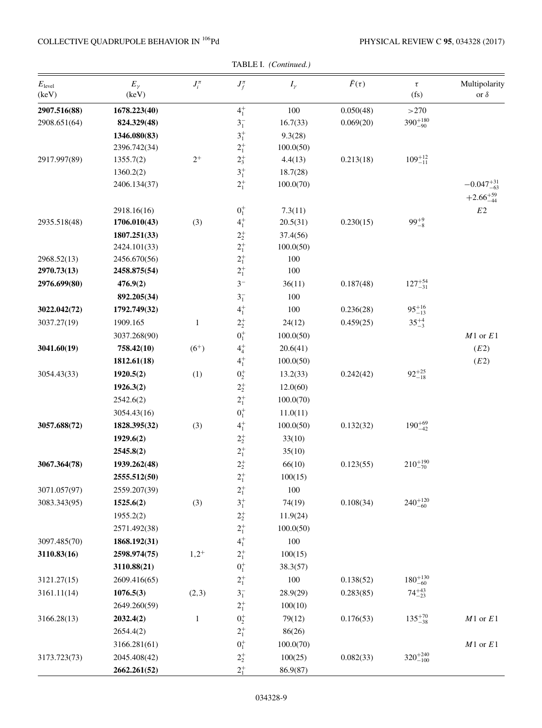TABLE I. *(Continued.)*

| $E_{\text{level}}$ (keV) | $E_\gamma$ (keV) | $J_i^\pi$ | $J_f^\pi$ | $I_\gamma$ | $\bar{F}(\tau)$ | $\tau$ (fs) | Multipolarity or $\delta$ |
|---|---|---|---|---|---|---|---|
| **2907.516(88)** | **1678.223(40)** | | $4_1^+$ | 100 | 0.050(48) | >270 | |
| 2908.651(64) | **824.329(48)** | | $3_1^-$ | 16.7(33) | 0.069(20) | $390^{+180}_{-90}$ | |
| | **1346.080(83)** | | $3_1^+$ | 9.3(28) | | | |
| | 2396.742(34) | | $2_1^+$ | 100.0(50) | | | |
| 2917.997(89) | 1355.7(2) | $2^+$ | $2_3^+$ | 4.4(13) | 0.213(18) | $109^{+12}_{-11}$ | |
| | 1360.2(2) | | $3_1^+$ | 18.7(28) | | | |
| | 2406.134(37) | | $2_1^+$ | 100.0(70) | | | $-0.047^{+31}_{-63}$ $+2.66^{+59}_{-44}$ |
| | 2918.16(16) | | $0_1^+$ | 7.3(11) | | | $E2$ |
| 2935.518(48) | **1706.010(43)** | (3) | $4_1^+$ | 20.5(31) | 0.230(15) | $99^{+9}_{-8}$ | |
| | **1807.251(33)** | | $2_2^+$ | 37.4(56) | | | |
| | 2424.101(33) | | $2_1^+$ | 100.0(50) | | | |
| 2968.52(13) | 2456.670(56) | | $2_1^+$ | 100 | | | |
| **2970.73(13)** | **2458.875(54)** | | $2_1^+$ | 100 | | | |
| **2976.699(80)** | **476.9(2)** | | $3^-$ | 36(11) | 0.187(48) | $127^{+54}_{-31}$ | |
| | **892.205(34)** | | $3_1^-$ | 100 | | | |
| **3022.042(72)** | **1792.749(32)** | | $4_1^+$ | 100 | 0.236(28) | $95^{+16}_{-13}$ | |
| 3037.27(19) | 1909.165 | 1 | $2_2^+$ | 24(12) | 0.459(25) | $35^{+4}_{-3}$ | |
| | 3037.268(90) | | $0_1^+$ | 100.0(50) | | | $M1$ or $E1$ |
| **3041.60(19)** | **758.42(10)** | $(6^+)$ | $4_4^+$ | 20.6(41) | | | $(E2)$ |
| | **1812.61(18)** | | $4_1^+$ | 100.0(50) | | | $(E2)$ |
| 3054.43(33) | **1920.5(2)** | (1) | $0_2^+$ | 13.2(33) | 0.242(42) | $92^{+25}_{-18}$ | |
| | **1926.3(2)** | | $2_2^+$ | 12.0(60) | | | |
| | 2542.6(2) | | $2_1^+$ | 100.0(70) | | | |
| | 3054.43(16) | | $0_1^+$ | 11.0(11) | | | |
| **3057.688(72)** | **1828.395(32)** | (3) | $4_1^+$ | 100.0(50) | 0.132(32) | $190^{+69}_{-42}$ | |
| | **1929.6(2)** | | $2_2^+$ | 33(10) | | | |
| | **2545.8(2)** | | $2_1^+$ | 35(10) | | | |
| **3067.364(78)** | **1939.262(48)** | | $2_2^+$ | 66(10) | 0.123(55) | $210^{+190}_{-70}$ | |
| | **2555.512(50)** | | $2_1^+$ | 100(15) | | | |
| 3071.057(97) | 2559.207(39) | | $2_1^+$ | 100 | | | |
| 3083.343(95) | **1525.6(2)** | (3) | $3_1^+$ | 74(19) | 0.108(34) | $240^{+120}_{-60}$ | |
| | 1955.2(2) | | $2_2^+$ | 11.9(24) | | | |
| | 2571.492(38) | | $2_1^+$ | 100.0(50) | | | |
| 3097.485(70) | **1868.192(31)** | | $4_1^+$ | 100 | | | |
| **3110.83(16)** | **2598.974(75)** | $1,2^+$ | $2_1^+$ | 100(15) | | | |
| | **3110.88(21)** | | $0_1^+$ | 38.3(57) | | | |
| 3121.27(15) | 2609.416(65) | | $2_1^+$ | 100 | 0.138(52) | $180^{+130}_{-60}$ | |
| 3161.11(14) | **1076.5(3)** | (2,3) | $3_1^-$ | 28.9(29) | 0.283(85) | $74^{+43}_{-23}$ | |
| | 2649.260(59) | | $2_1^+$ | 100(10) | | | |
| 3166.28(13) | **2032.4(2)** | 1 | $0_2^+$ | 79(12) | 0.176(53) | $135^{+70}_{-38}$ | $M1$ or $E1$ |
| | 2654.4(2) | | $2_1^+$ | 86(26) | | | |
| | 3166.281(61) | | $0_1^+$ | 100.0(70) | | | $M1$ or $E1$ |
| 3173.723(73) | 2045.408(42) | | $2_2^+$ | 100(25) | 0.082(33) | $320^{+240}_{-100}$ | |
| | **2662.261(52)** | | $2_1^+$ | 86.9(87) | | | |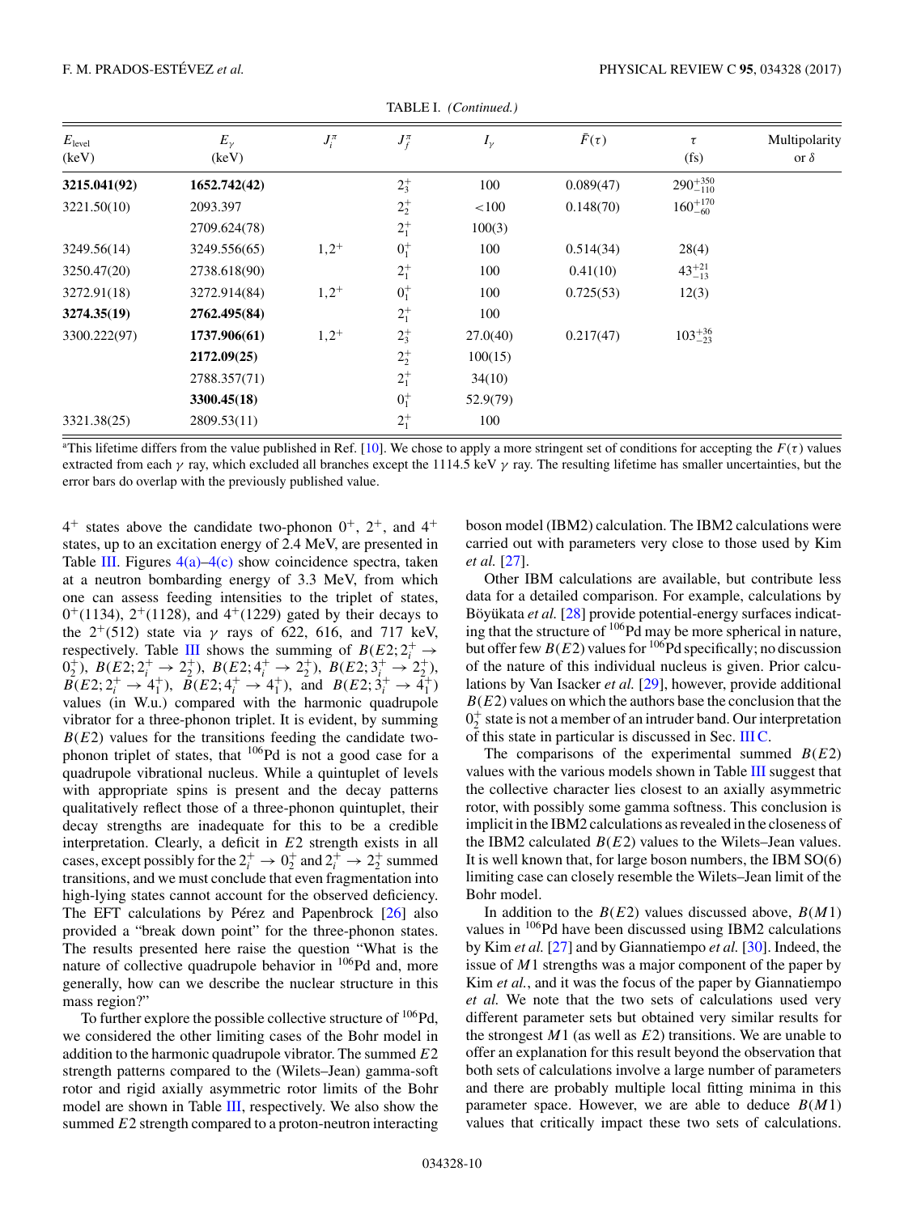TABLE I. *(Continued.)*

| $E_{\text{level}}$ (keV) | $E_\gamma$ (keV) | $J_i^\pi$ | $J_f^\pi$ | $I_\gamma$ | $\bar{F}(\tau)$ | $\tau$ (fs) | Multipolarity or $\delta$ |
|---|---|---|---|---|---|---|---|
| **3215.041(92)** | **1652.742(42)** | | $2_3^+$ | 100 | 0.089(47) | $290^{+350}_{-110}$ | |
| 3221.50(10) | 2093.397 | | $2_2^+$ | <100 | 0.148(70) | $160^{+170}_{-60}$ | |
| | 2709.624(78) | | $2_1^+$ | 100(3) | | | |
| 3249.56(14) | 3249.556(65) | $1,2^+$ | $0_1^+$ | 100 | 0.514(34) | 28(4) | |
| 3250.47(20) | 2738.618(90) | | $2_1^+$ | 100 | 0.41(10) | $43^{+21}_{-13}$ | |
| 3272.91(18) | 3272.914(84) | $1,2^+$ | $0_1^+$ | 100 | 0.725(53) | 12(3) | |
| **3274.35(19)** | **2762.495(84)** | | $2_1^+$ | 100 | | | |
| 3300.222(97) | **1737.906(61)** | $1,2^+$ | $2_3^+$ | 27.0(40) | 0.217(47) | $103^{+36}_{-23}$ | |
| | **2172.09(25)** | | $2_2^+$ | 100(15) | | | |
| | 2788.357(71) | | $2_1^+$ | 34(10) | | | |
| | **3300.45(18)** | | $0_1^+$ | 52.9(79) | | | |
| 3321.38(25) | 2809.53(11) | | $2_1^+$ | 100 | | | |

[a]This lifetime differs from the value published in Ref. [10]. We chose to apply a more stringent set of conditions for accepting the $F(\tau)$ values extracted from each $\gamma$ ray, which excluded all branches except the 1114.5 keV $\gamma$ ray. The resulting lifetime has smaller uncertainties, but the error bars do overlap with the previously published value.

$4^+$ states above the candidate two-phonon $0^+$, $2^+$, and $4^+$ states, up to an excitation energy of 2.4 MeV, are presented in Table III. Figures 4(a)–4(c) show coincidence spectra, taken at a neutron bombarding energy of 3.3 MeV, from which one can assess feeding intensities to the triplet of states, $0^+(1134)$, $2^+(1128)$, and $4^+(1229)$ gated by their decays to the $2^+(512)$ state via $\gamma$ rays of 622, 616, and 717 keV, respectively. Table III shows the summing of $B(E2;2_i^+ \rightarrow 0_2^+)$, $B(E2;2_i^+ \rightarrow 2_2^+)$, $B(E2;4_i^+ \rightarrow 2_2^+)$, $B(E2;3_i^+ \rightarrow 2_2^+)$, $B(E2;2_i^+ \rightarrow 4_1^+)$, $B(E2;4_i^+ \rightarrow 4_1^+)$, and $B(E2;3_i^+ \rightarrow 4_1^+)$ values (in W.u.) compared with the harmonic quadrupole vibrator for a three-phonon triplet. It is evident, by summing $B(E2)$ values for the transitions feeding the candidate two-phonon triplet of states, that $^{106}$Pd is not a good case for a quadrupole vibrational nucleus. While a quintuplet of levels with appropriate spins is present and the decay patterns qualitatively reflect those of a three-phonon quintuplet, their decay strengths are inadequate for this to be a credible interpretation. Clearly, a deficit in $E2$ strength exists in all cases, except possibly for the $2_i^+ \rightarrow 0_2^+$ and $2_i^+ \rightarrow 2_2^+$ summed transitions, and we must conclude that even fragmentation into high-lying states cannot account for the observed deficiency. The EFT calculations by Pérez and Papenbrock [26] also provided a "break down point" for the three-phonon states. The results presented here raise the question "What is the nature of collective quadrupole behavior in $^{106}$Pd and, more generally, how can we describe the nuclear structure in this mass region?"

To further explore the possible collective structure of $^{106}$Pd, we considered the other limiting cases of the Bohr model in addition to the harmonic quadrupole vibrator. The summed $E2$ strength patterns compared to the (Wilets–Jean) gamma-soft rotor and rigid axially asymmetric rotor limits of the Bohr model are shown in Table III, respectively. We also show the summed $E2$ strength compared to a proton-neutron interacting boson model (IBM2) calculation. The IBM2 calculations were carried out with parameters very close to those used by Kim *et al.* [27].

Other IBM calculations are available, but contribute less data for a detailed comparison. For example, calculations by Böyükata *et al.* [28] provide potential-energy surfaces indicating that the structure of $^{106}$Pd may be more spherical in nature, but offer few $B(E2)$ values for $^{106}$Pd specifically; no discussion of the nature of this individual nucleus is given. Prior calculations by Van Isacker *et al.* [29], however, provide additional $B(E2)$ values on which the authors base the conclusion that the $0_2^+$ state is not a member of an intruder band. Our interpretation of this state in particular is discussed in Sec. III C.

The comparisons of the experimental summed $B(E2)$ values with the various models shown in Table III suggest that the collective character lies closest to an axially asymmetric rotor, with possibly some gamma softness. This conclusion is implicit in the IBM2 calculations as revealed in the closeness of the IBM2 calculated $B(E2)$ values to the Wilets–Jean values. It is well known that, for large boson numbers, the IBM SO(6) limiting case can closely resemble the Wilets–Jean limit of the Bohr model.

In addition to the $B(E2)$ values discussed above, $B(M1)$ values in $^{106}$Pd have been discussed using IBM2 calculations by Kim *et al.* [27] and by Giannatiempo *et al.* [30]. Indeed, the issue of $M1$ strengths was a major component of the paper by Kim *et al.*, and it was the focus of the paper by Giannatiempo *et al.* We note that the two sets of calculations used very different parameter sets but obtained very similar results for the strongest $M1$ (as well as $E2$) transitions. We are unable to offer an explanation for this result beyond the observation that both sets of calculations involve a large number of parameters and there are probably multiple local fitting minima in this parameter space. However, we are able to deduce $B(M1)$ values that critically impact these two sets of calculations.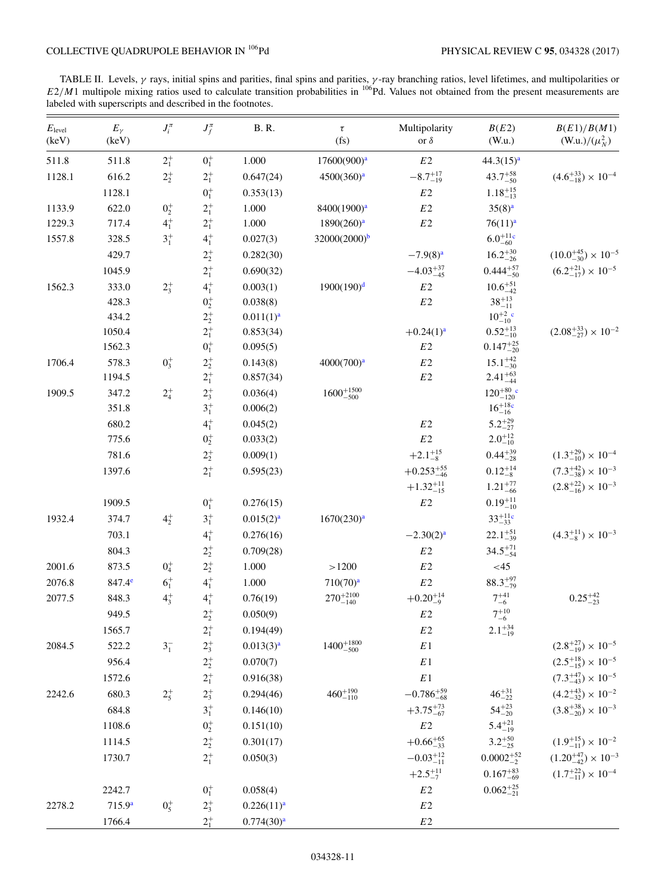TABLE II. Levels, $\gamma$ rays, initial spins and parities, final spins and parities, $\gamma$-ray branching ratios, level lifetimes, and multipolarities or $E2/M1$ multipole mixing ratios used to calculate transition probabilities in $^{106}$Pd. Values not obtained from the present measurements are labeled with superscripts and described in the footnotes.

| $E_{\text{level}}$ (keV) | $E_\gamma$ (keV) | $J_i^\pi$ | $J_f^\pi$ | B. R. | $\tau$ (fs) | Multipolarity or $\delta$ | $B(E2)$ (W.u.) | $B(E1)/B(M1)$ (W.u.)/($\mu_N^2$) |
|---|---|---|---|---|---|---|---|---|
| 511.8 | 511.8 | $2_1^+$ | $0_1^+$ | 1.000 | 17600(900)[a] | $E2$ | 44.3(15)[a] | |
| 1128.1 | 616.2 | $2_2^+$ | $2_1^+$ | 0.647(24) | 4500(360)[a] | $-8.7^{+17}_{-19}$ | $43.7^{+58}_{-50}$ | $(4.6^{+33}_{-18}) \times 10^{-4}$ |
| | 1128.1 | | $0_1^+$ | 0.353(13) | | $E2$ | $1.18^{+15}_{-13}$ | |
| 1133.9 | 622.0 | $0_2^+$ | $2_1^+$ | 1.000 | 8400(1900)[a] | $E2$ | 35(8)[a] | |
| 1229.3 | 717.4 | $4_1^+$ | $2_1^+$ | 1.000 | 1890(260)[a] | $E2$ | 76(11)[a] | |
| 1557.8 | 328.5 | $3_1^+$ | $4_1^+$ | 0.027(3) | 32000(2000)[b] | | $6.0^{+11}_{-60}$[c] | |
| | 429.7 | | $2_2^+$ | 0.282(30) | | $-7.9(8)$[a] | $16.2^{+30}_{-26}$ | $(10.0^{+45}_{-30}) \times 10^{-5}$ |
| | 1045.9 | | $2_1^+$ | 0.690(32) | | $-4.03^{+37}_{-45}$ | $0.444^{+57}_{-50}$ | $(6.2^{+21}_{-17}) \times 10^{-5}$ |
| 1562.3 | 333.0 | $2_3^+$ | $4_1^+$ | 0.003(1) | 1900(190)[d] | $E2$ | $10.6^{+51}_{-42}$ | |
| | 428.3 | | $0_2^+$ | 0.038(8) | | $E2$ | $38^{+13}_{-11}$ | |
| | 434.2 | | $2_2^+$ | 0.011(1)[a] | | | $10^{+2}_{-10}$[c] | |
| | 1050.4 | | $2_1^+$ | 0.853(34) | | $+0.24(1)$[a] | $0.52^{+13}_{-10}$ | $(2.08^{+33}_{-27}) \times 10^{-2}$ |
| | 1562.3 | | $0_1^+$ | 0.095(5) | | $E2$ | $0.147^{+25}_{-20}$ | |
| 1706.4 | 578.3 | $0_3^+$ | $2_2^+$ | 0.143(8) | 4000(700)[a] | $E2$ | $15.1^{+42}_{-30}$ | |
| | 1194.5 | | $2_1^+$ | 0.857(34) | | $E2$ | $2.41^{+63}_{-44}$ | |
| 1909.5 | 347.2 | $2_4^+$ | $2_3^+$ | 0.036(4) | $1600^{+1500}_{-500}$ | | $120^{+80}_{-120}$[c] | |
| | 351.8 | | $3_1^+$ | 0.006(2) | | | $16^{+18}_{-16}$[c] | |
| | 680.2 | | $4_1^+$ | 0.045(2) | | $E2$ | $5.2^{+29}_{-27}$ | |
| | 775.6 | | $0_2^+$ | 0.033(2) | | $E2$ | $2.0^{+12}_{-10}$ | |
| | 781.6 | | $2_2^+$ | 0.009(1) | | $+2.1^{+15}_{-8}$ | $0.44^{+39}_{-28}$ | $(1.3^{+29}_{-10}) \times 10^{-4}$ |
| | 1397.6 | | $2_1^+$ | 0.595(23) | | $+0.253^{+55}_{-46}$ | $0.12^{+14}_{-8}$ | $(7.3^{+42}_{-38}) \times 10^{-3}$ |
| | | | | | | $+1.32^{+11}_{-15}$ | $1.21^{+77}_{-66}$ | $(2.8^{+22}_{-16}) \times 10^{-3}$ |
| | 1909.5 | | $0_1^+$ | 0.276(15) | | $E2$ | $0.19^{+11}_{-10}$ | |
| 1932.4 | 374.7 | $4_2^+$ | $3_1^+$ | 0.015(2)[a] | 1670(230)[a] | | $33^{+11}_{-33}$[c] | |
| | 703.1 | | $4_1^+$ | 0.276(16) | | $-2.30(2)$[a] | $22.1^{+51}_{-39}$ | $(4.3^{+11}_{-8}) \times 10^{-3}$ |
| | 804.3 | | $2_2^+$ | 0.709(28) | | $E2$ | $34.5^{+71}_{-54}$ | |
| 2001.6 | 873.5 | $0_4^+$ | $2_2^+$ | 1.000 | $>1200$ | $E2$ | $<45$ | |
| 2076.8 | 847.4[e] | $6_1^+$ | $4_1^+$ | 1.000 | 710(70)[a] | $E2$ | $88.3^{+97}_{-79}$ | |
| 2077.5 | 848.3 | $4_3^+$ | $4_1^+$ | 0.76(19) | $270^{+2100}_{-140}$ | $+0.20^{+14}_{-9}$ | $7^{+41}_{-6}$ | $0.25^{+42}_{-23}$ |
| | 949.5 | | $2_2^+$ | 0.050(9) | | $E2$ | $7^{+10}_{-6}$ | |
| | 1565.7 | | $2_1^+$ | 0.194(49) | | $E2$ | $2.1^{+34}_{-19}$ | |
| 2084.5 | 522.2 | $3_1^-$ | $2_3^+$ | 0.013(3)[a] | $1400^{+1800}_{-500}$ | $E1$ | | $(2.8^{+27}_{-19}) \times 10^{-5}$ |
| | 956.4 | | $2_2^+$ | 0.070(7) | | $E1$ | | $(2.5^{+18}_{-15}) \times 10^{-5}$ |
| | 1572.6 | | $2_1^+$ | 0.916(38) | | $E1$ | | $(7.3^{+47}_{-43}) \times 10^{-5}$ |
| 2242.6 | 680.3 | $2_5^+$ | $2_3^+$ | 0.294(46) | $460^{+190}_{-110}$ | $-0.786^{+59}_{-68}$ | $46^{+31}_{-22}$ | $(4.2^{+43}_{-32}) \times 10^{-2}$ |
| | 684.8 | | $3_1^+$ | 0.146(10) | | $+3.75^{+73}_{-67}$ | $54^{+23}_{-20}$ | $(3.8^{+38}_{-20}) \times 10^{-3}$ |
| | 1108.6 | | $0_2^+$ | 0.151(10) | | $E2$ | $5.4^{+21}_{-19}$ | |
| | 1114.5 | | $2_2^+$ | 0.301(17) | | $+0.66^{+65}_{-33}$ | $3.2^{+50}_{-25}$ | $(1.9^{+15}_{-11}) \times 10^{-2}$ |
| | 1730.7 | | $2_1^+$ | 0.050(3) | | $-0.03^{+12}_{-11}$ | $0.0002^{+52}_{-2}$ | $(1.20^{+47}_{-42}) \times 10^{-3}$ |
| | | | | | | $+2.5^{+11}_{-7}$ | $0.167^{+83}_{-69}$ | $(1.7^{+22}_{-11}) \times 10^{-4}$ |
| | 2242.7 | | $0_1^+$ | 0.058(4) | | $E2$ | $0.062^{+25}_{-21}$ | |
| 2278.2 | 715.9[a] | $0_5^+$ | $2_3^+$ | 0.226(11)[a] | | $E2$ | | |
| | 1766.4 | | $2_1^+$ | 0.774(30)[a] | | $E2$ | | |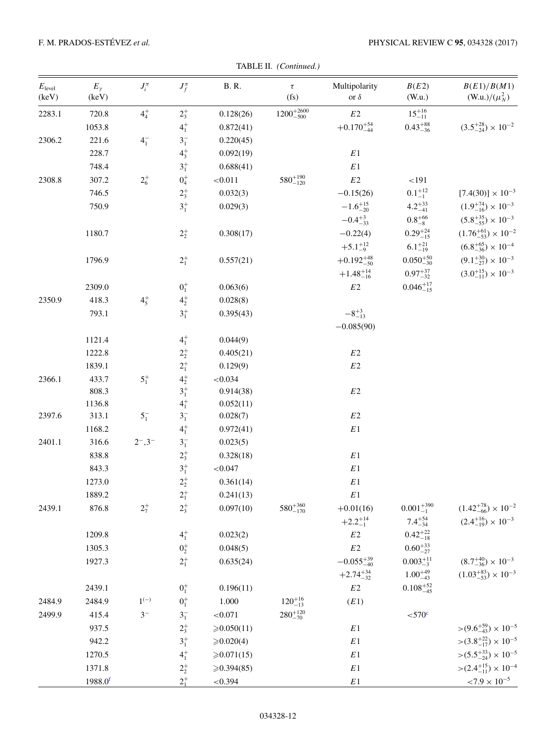TABLE II. *(Continued.)*

| $E_{\text{level}}$ (keV) | $E_\gamma$ (keV) | $J_i^\pi$ | $J_f^\pi$ | B. R. | $\tau$ (fs) | Multipolarity or $\delta$ | $B(E2)$ (W.u.) | $B(E1)/B(M1)$ (W.u.)/$(\mu_N^2)$ |
|---|---|---|---|---|---|---|---|---|
| 2283.1 | 720.8 | $4_4^+$ | $2_3^+$ | 0.128(26) | $1200_{-500}^{+2600}$ | $E2$ | $15_{-11}^{+16}$ | |
| | 1053.8 | | $4_1^+$ | 0.872(41) | | $+0.170_{-44}^{+54}$ | $0.43_{-36}^{+88}$ | $(3.5_{-24}^{+28})\times 10^{-2}$ |
| 2306.2 | 221.6 | $4_1^-$ | $3_1^-$ | 0.220(45) | | | | |
| | 228.7 | | $4_3^+$ | 0.092(19) | | $E1$ | | |
| | 748.4 | | $3_1^+$ | 0.688(41) | | $E1$ | | |
| 2308.8 | 307.2 | $2_6^+$ | $0_4^+$ | <0.011 | $580_{-120}^{+190}$ | $E2$ | <191 | |
| | 746.5 | | $2_3^+$ | 0.032(3) | | $-0.15(26)$ | $0.1_{-1}^{+12}$ | $[7.4(30)]\times 10^{-3}$ |
| | 750.9 | | $3_1^+$ | 0.029(3) | | $-1.6_{-20}^{+15}$ | $4.2_{-41}^{+33}$ | $(1.9_{-16}^{+74})\times 10^{-3}$ |
| | | | | | | $-0.4_{-33}^{+3}$ | $0.8_{-8}^{+66}$ | $(5.8_{-55}^{+35})\times 10^{-3}$ |
| | 1180.7 | | $2_2^+$ | 0.308(17) | | $-0.22(4)$ | $0.29_{-15}^{+24}$ | $(1.76_{-53}^{+61})\times 10^{-2}$ |
| | | | | | | $+5.1_{-9}^{+12}$ | $6.1_{-19}^{+21}$ | $(6.8_{-36}^{+65})\times 10^{-4}$ |
| | 1796.9 | | $2_1^+$ | 0.557(21) | | $+0.192_{-50}^{+48}$ | $0.050_{-30}^{+50}$ | $(9.1_{-27}^{+30})\times 10^{-3}$ |
| | | | | | | $+1.48_{-16}^{+14}$ | $0.97_{-32}^{+37}$ | $(3.0_{-11}^{+15})\times 10^{-3}$ |
| | 2309.0 | | $0_1^+$ | 0.063(6) | | $E2$ | $0.046_{-15}^{+17}$ | |
| 2350.9 | 418.3 | $4_5^+$ | $4_2^+$ | 0.028(8) | | | | |
| | 793.1 | | $3_1^+$ | 0.395(43) | | $-8_{-13}^{+3}$ | | |
| | | | | | | $-0.085(90)$ | | |
| | 1121.4 | | $4_1^+$ | 0.044(9) | | | | |
| | 1222.8 | | $2_2^+$ | 0.405(21) | | $E2$ | | |
| | 1839.1 | | $2_1^+$ | 0.129(9) | | $E2$ | | |
| 2366.1 | 433.7 | $5_1^+$ | $4_2^+$ | <0.034 | | | | |
| | 808.3 | | $3_1^+$ | 0.914(38) | | $E2$ | | |
| | 1136.8 | | $4_1^+$ | 0.052(11) | | | | |
| 2397.6 | 313.1 | $5_1^-$ | $3_1^-$ | 0.028(7) | | $E2$ | | |
| | 1168.2 | | $4_1^+$ | 0.972(41) | | $E1$ | | |
| 2401.1 | 316.6 | $2^-,3^-$ | $3_1^-$ | 0.023(5) | | | | |
| | 838.8 | | $2_3^+$ | 0.328(18) | | $E1$ | | |
| | 843.3 | | $3_1^+$ | <0.047 | | $E1$ | | |
| | 1273.0 | | $2_2^+$ | 0.361(14) | | $E1$ | | |
| | 1889.2 | | $2_1^+$ | 0.241(13) | | $E1$ | | |
| 2439.1 | 876.8 | $2_7^+$ | $2_3^+$ | 0.097(10) | $580_{-170}^{+360}$ | $+0.01(16)$ | $0.001_{-1}^{+390}$ | $(1.42_{-66}^{+78})\times 10^{-2}$ |
| | | | | | | $+2.2_{-1}^{+14}$ | $7.4_{-34}^{+54}$ | $(2.4_{-19}^{+16})\times 10^{-3}$ |
| | 1209.8 | | $4_1^+$ | 0.023(2) | | $E2$ | $0.42_{-18}^{+22}$ | |
| | 1305.3 | | $0_2^+$ | 0.048(5) | | $E2$ | $0.60_{-27}^{+33}$ | |
| | 1927.3 | | $2_1^+$ | 0.635(24) | | $-0.055_{-40}^{+39}$ | $0.003_{-3}^{+11}$ | $(8.7_{-36}^{+40})\times 10^{-3}$ |
| | | | | | | $+2.74_{-32}^{+34}$ | $1.00_{-43}^{+49}$ | $(1.03_{-53}^{+83})\times 10^{-3}$ |
| | 2439.1 | | $0_1^+$ | 0.196(11) | | $E2$ | $0.108_{-45}^{+52}$ | |
| 2484.9 | 2484.9 | $1^{(-)}$ | $0_1^+$ | 1.000 | $120_{-13}^{+16}$ | $(E1)$ | | |
| 2499.9 | 415.4 | $3^-$ | $3_1^-$ | <0.071 | $280_{-70}^{+120}$ | | <570[c] | |
| | 937.5 | | $2_3^+$ | ⩾0.050(11) | | $E1$ | | $>(9.6_{-43}^{+59})\times 10^{-5}$ |
| | 942.2 | | $3_1^+$ | ⩾0.020(4) | | $E1$ | | $>(3.8_{-17}^{+22})\times 10^{-5}$ |
| | 1270.5 | | $4_1^+$ | ⩾0.071(15) | | $E1$ | | $>(5.5_{-24}^{+33})\times 10^{-5}$ |
| | 1371.8 | | $2_2^+$ | ⩾0.394(85) | | $E1$ | | $>(2.4_{-11}^{+15})\times 10^{-4}$ |
| | 1988.0[f] | | $2_1^+$ | <0.394 | | $E1$ | | $<7.9\times 10^{-5}$ |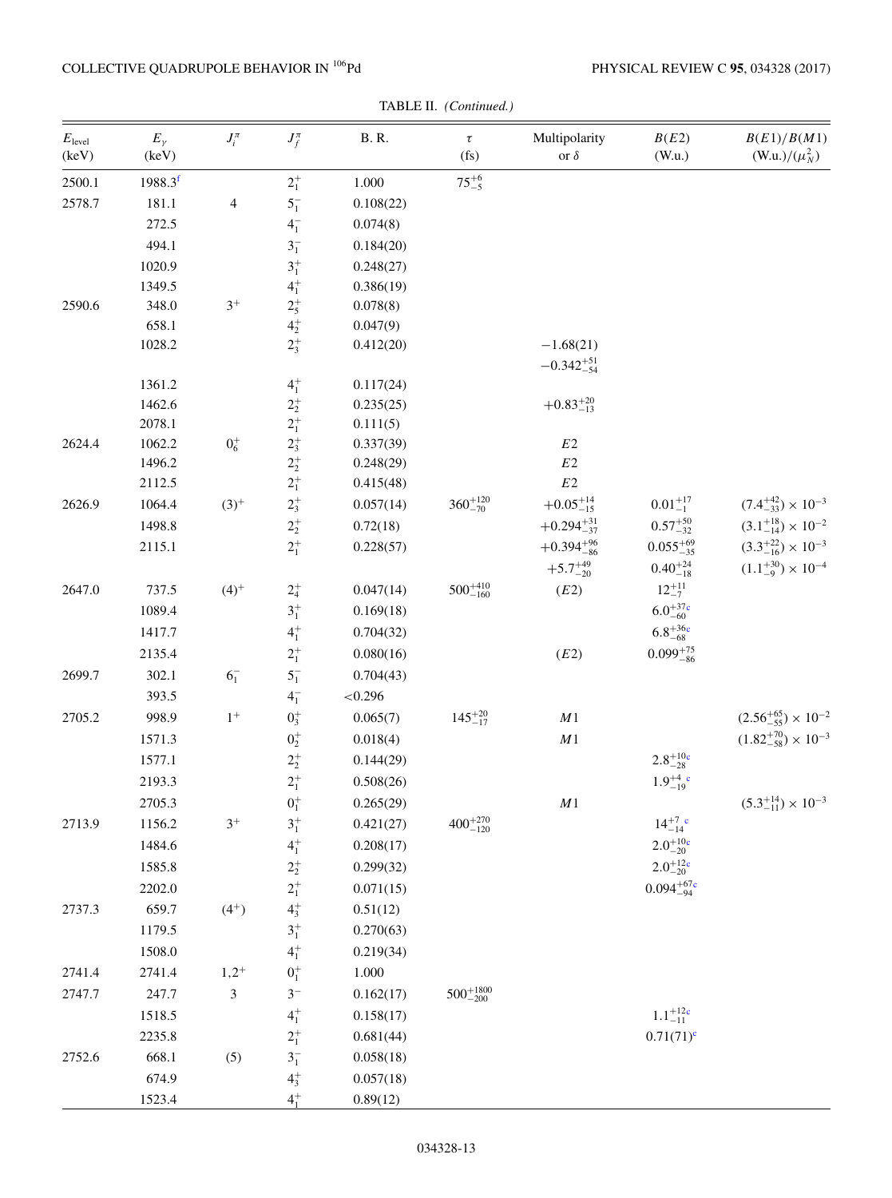TABLE II. *(Continued.)*

| $E_{\text{level}}$ (keV) | $E_\gamma$ (keV) | $J_i^\pi$ | $J_f^\pi$ | B. R. | $\tau$ (fs) | Multipolarity or $\delta$ | $B(E2)$ (W.u.) | $B(E1)/B(M1)$ (W.u.)/($\mu_N^2$) |
|---|---|---|---|---|---|---|---|---|
| 2500.1 | 1988.3[f] | | $2_1^+$ | 1.000 | $75_{-5}^{+6}$ | | | |
| 2578.7 | 181.1 | 4 | $5_1^-$ | 0.108(22) | | | | |
| | 272.5 | | $4_1^-$ | 0.074(8) | | | | |
| | 494.1 | | $3_1^-$ | 0.184(20) | | | | |
| | 1020.9 | | $3_1^+$ | 0.248(27) | | | | |
| | 1349.5 | | $4_1^+$ | 0.386(19) | | | | |
| 2590.6 | 348.0 | $3^+$ | $2_5^+$ | 0.078(8) | | | | |
| | 658.1 | | $4_2^+$ | 0.047(9) | | | | |
| | 1028.2 | | $2_3^+$ | 0.412(20) | | $-1.68(21)$ | | |
| | | | | | | $-0.342_{-54}^{+51}$ | | |
| | 1361.2 | | $4_1^+$ | 0.117(24) | | | | |
| | 1462.6 | | $2_2^+$ | 0.235(25) | | $+0.83_{-13}^{+20}$ | | |
| | 2078.1 | | $2_1^+$ | 0.111(5) | | | | |
| 2624.4 | 1062.2 | $0_6^+$ | $2_3^+$ | 0.337(39) | | $E2$ | | |
| | 1496.2 | | $2_2^+$ | 0.248(29) | | $E2$ | | |
| | 2112.5 | | $2_1^+$ | 0.415(48) | | $E2$ | | |
| 2626.9 | 1064.4 | $(3)^+$ | $2_3^+$ | 0.057(14) | $360_{-70}^{+120}$ | $+0.05_{-15}^{+14}$ | $0.01_{-1}^{+17}$ | $(7.4_{-33}^{+42})\times10^{-3}$ |
| | 1498.8 | | $2_2^+$ | 0.72(18) | | $+0.294_{-37}^{+31}$ | $0.57_{-32}^{+50}$ | $(3.1_{-14}^{+18})\times10^{-2}$ |
| | 2115.1 | | $2_1^+$ | 0.228(57) | | $+0.394_{-86}^{+96}$ | $0.055_{-35}^{+69}$ | $(3.3_{-16}^{+22})\times10^{-3}$ |
| | | | | | | $+5.7_{-20}^{+49}$ | $0.40_{-18}^{+24}$ | $(1.1_{-9}^{+30})\times10^{-4}$ |
| 2647.0 | 737.5 | $(4)^+$ | $2_4^+$ | 0.047(14) | $500_{-160}^{+410}$ | $(E2)$ | $12_{-7}^{+11}$ | |
| | 1089.4 | | $3_1^+$ | 0.169(18) | | | $6.0_{-60}^{+37}$[c] | |
| | 1417.7 | | $4_1^+$ | 0.704(32) | | | $6.8_{-68}^{+36}$[c] | |
| | 2135.4 | | $2_1^+$ | 0.080(16) | | $(E2)$ | $0.099_{-86}^{+75}$ | |
| 2699.7 | 302.1 | $6_1^-$ | $5_1^-$ | 0.704(43) | | | | |
| | 393.5 | | $4_1^-$ | <0.296 | | | | |
| 2705.2 | 998.9 | $1^+$ | $0_3^+$ | 0.065(7) | $145_{-17}^{+20}$ | $M1$ | | $(2.56_{-55}^{+65})\times10^{-2}$ |
| | 1571.3 | | $0_2^+$ | 0.018(4) | | $M1$ | | $(1.82_{-58}^{+70})\times10^{-3}$ |
| | 1577.1 | | $2_2^+$ | 0.144(29) | | | $2.8_{-28}^{+10}$[c] | |
| | 2193.3 | | $2_1^+$ | 0.508(26) | | | $1.9_{-19}^{+4}$[c] | |
| | 2705.3 | | $0_1^+$ | 0.265(29) | | $M1$ | | $(5.3_{-11}^{+14})\times10^{-3}$ |
| 2713.9 | 1156.2 | $3^+$ | $3_1^+$ | 0.421(27) | $400_{-120}^{+270}$ | | $14_{-14}^{+7}$[c] | |
| | 1484.6 | | $4_1^+$ | 0.208(17) | | | $2.0_{-20}^{+10}$[c] | |
| | 1585.8 | | $2_2^+$ | 0.299(32) | | | $2.0_{-20}^{+12}$[c] | |
| | 2202.0 | | $2_1^+$ | 0.071(15) | | | $0.094_{-94}^{+67}$[c] | |
| 2737.3 | 659.7 | $(4^+)$ | $4_3^+$ | 0.51(12) | | | | |
| | 1179.5 | | $3_1^+$ | 0.270(63) | | | | |
| | 1508.0 | | $4_1^+$ | 0.219(34) | | | | |
| 2741.4 | 2741.4 | $1,2^+$ | $0_1^+$ | 1.000 | | | | |
| 2747.7 | 247.7 | 3 | $3^-$ | 0.162(17) | $500_{-200}^{+1800}$ | | | |
| | 1518.5 | | $4_1^+$ | 0.158(17) | | | $1.1_{-11}^{+12}$[c] | |
| | 2235.8 | | $2_1^+$ | 0.681(44) | | | $0.71(71)$[c] | |
| 2752.6 | 668.1 | (5) | $3_1^-$ | 0.058(18) | | | | |
| | 674.9 | | $4_3^+$ | 0.057(18) | | | | |
| | 1523.4 | | $4_1^+$ | 0.89(12) | | | | |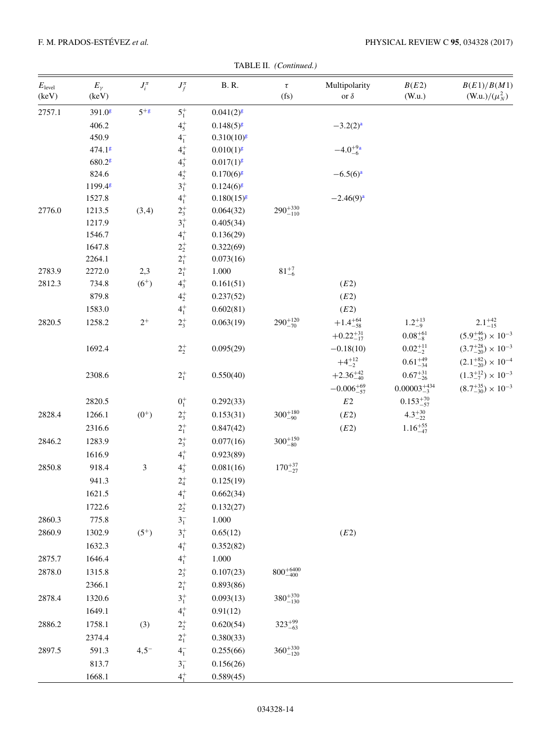TABLE II. *(Continued.)*

| $E_{\text{level}}$ (keV) | $E_\gamma$ (keV) | $J_i^\pi$ | $J_f^\pi$ | B. R. | $\tau$ (fs) | Multipolarity or $\delta$ | $B(E2)$ (W.u.) | $B(E1)/B(M1)$ (W.u.)/$(\mu_N^2)$ |
|---|---|---|---|---|---|---|---|---|
| 2757.1 | 391.0[g] | $5^{+g}$ | $5_1^+$ | 0.041(2)[g] | | | | |
| | 406.2 | | $4_5^+$ | 0.148(5)[g] | | $-3.2(2)$[a] | | |
| | 450.9 | | $4_1^-$ | 0.310(10)[g] | | | | |
| | 474.1[g] | | $4_4^+$ | 0.010(1)[g] | | $-4.0^{+9}_{-6}$[a] | | |
| | 680.2[g] | | $4_3^+$ | 0.017(1)[g] | | | | |
| | 824.6 | | $4_2^+$ | 0.170(6)[g] | | $-6.5(6)$[a] | | |
| | 1199.4[g] | | $3_1^+$ | 0.124(6)[g] | | | | |
| | 1527.8 | | $4_1^+$ | 0.180(15)[g] | | $-2.46(9)$[a] | | |
| 2776.0 | 1213.5 | (3,4) | $2_3^+$ | 0.064(32) | $290^{+330}_{-110}$ | | | |
| | 1217.9 | | $3_1^+$ | 0.405(34) | | | | |
| | 1546.7 | | $4_1^+$ | 0.136(29) | | | | |
| | 1647.8 | | $2_2^+$ | 0.322(69) | | | | |
| | 2264.1 | | $2_1^+$ | 0.073(16) | | | | |
| 2783.9 | 2272.0 | 2,3 | $2_1^+$ | 1.000 | $81^{+7}_{-6}$ | | | |
| 2812.3 | 734.8 | $(6^+)$ | $4_3^+$ | 0.161(51) | | $(E2)$ | | |
| | 879.8 | | $4_2^+$ | 0.237(52) | | $(E2)$ | | |
| | 1583.0 | | $4_1^+$ | 0.602(81) | | $(E2)$ | | |
| 2820.5 | 1258.2 | $2^+$ | $2_3^+$ | 0.063(19) | $290^{+120}_{-70}$ | $+1.4^{+64}_{-58}$ | $1.2^{+13}_{-9}$ | $2.1^{+42}_{-15}$ |
| | | | | | | $+0.22^{+31}_{-17}$ | $0.08^{+61}_{-8}$ | $(5.9^{+46}_{-35}) \times 10^{-3}$ |
| | 1692.4 | | $2_2^+$ | 0.095(29) | | $-0.18(10)$ | $0.02^{+11}_{-2}$ | $(3.7^{+28}_{-20}) \times 10^{-3}$ |
| | | | | | | $+4^{+12}_{-2}$ | $0.61^{+49}_{-34}$ | $(2.1^{+82}_{-20}) \times 10^{-4}$ |
| | 2308.6 | | $2_1^+$ | 0.550(40) | | $+2.36^{+42}_{-40}$ | $0.67^{+31}_{-26}$ | $(1.3^{+12}_{-7}) \times 10^{-3}$ |
| | | | | | | $-0.006^{+69}_{-57}$ | $0.00003^{+434}_{-3}$ | $(8.7^{+35}_{-30}) \times 10^{-3}$ |
| | 2820.5 | | $0_1^+$ | 0.292(33) | | $E2$ | $0.153^{+70}_{-57}$ | |
| 2828.4 | 1266.1 | $(0^+)$ | $2_3^+$ | 0.153(31) | $300^{+180}_{-90}$ | $(E2)$ | $4.3^{+30}_{-22}$ | |
| | 2316.6 | | $2_1^+$ | 0.847(42) | | $(E2)$ | $1.16^{+55}_{-47}$ | |
| 2846.2 | 1283.9 | | $2_3^+$ | 0.077(16) | $300^{+150}_{-80}$ | | | |
| | 1616.9 | | $4_1^+$ | 0.923(89) | | | | |
| 2850.8 | 918.4 | 3 | $4_3^+$ | 0.081(16) | $170^{+37}_{-27}$ | | | |
| | 941.3 | | $2_4^+$ | 0.125(19) | | | | |
| | 1621.5 | | $4_1^+$ | 0.662(34) | | | | |
| | 1722.6 | | $2_2^+$ | 0.132(27) | | | | |
| 2860.3 | 775.8 | | $3_1^-$ | 1.000 | | | | |
| 2860.9 | 1302.9 | $(5^+)$ | $3_1^+$ | 0.65(12) | | $(E2)$ | | |
| | 1632.3 | | $4_1^+$ | 0.352(82) | | | | |
| 2875.7 | 1646.4 | | $4_1^+$ | 1.000 | | | | |
| 2878.0 | 1315.8 | | $2_3^+$ | 0.107(23) | $800^{+6400}_{-400}$ | | | |
| | 2366.1 | | $2_1^+$ | 0.893(86) | | | | |
| 2878.4 | 1320.6 | | $3_1^+$ | 0.093(13) | $380^{+370}_{-130}$ | | | |
| | 1649.1 | | $4_1^+$ | 0.91(12) | | | | |
| 2886.2 | 1758.1 | (3) | $2_2^+$ | 0.620(54) | $323^{+99}_{-63}$ | | | |
| | 2374.4 | | $2_1^+$ | 0.380(33) | | | | |
| 2897.5 | 591.3 | $4,5^-$ | $4_1^-$ | 0.255(66) | $360^{+330}_{-120}$ | | | |
| | 813.7 | | $3_1^-$ | 0.156(26) | | | | |
| | 1668.1 | | $4_1^+$ | 0.589(45) | | | | |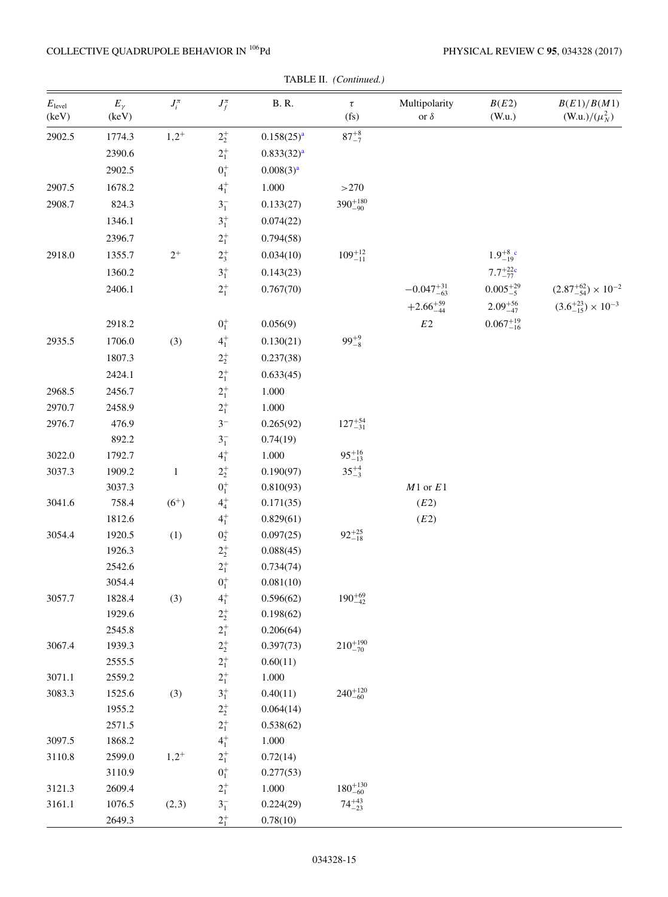TABLE II. *(Continued.)*

| $E_{\text{level}}$ (keV) | $E_\gamma$ (keV) | $J_i^\pi$ | $J_f^\pi$ | B. R. | $\tau$ (fs) | Multipolarity or $\delta$ | $B(E2)$ (W.u.) | $B(E1)/B(M1)$ (W.u.)/$(\mu_N^2)$ |
|---|---|---|---|---|---|---|---|---|
| 2902.5 | 1774.3 | $1,2^+$ | $2_2^+$ | 0.158(25)[a] | $87_{-7}^{+8}$ | | | |
| | 2390.6 | | $2_1^+$ | 0.833(32)[a] | | | | |
| | 2902.5 | | $0_1^+$ | 0.008(3)[a] | | | | |
| 2907.5 | 1678.2 | | $4_1^+$ | 1.000 | >270 | | | |
| 2908.7 | 824.3 | | $3_1^-$ | 0.133(27) | $390_{-90}^{+180}$ | | | |
| | 1346.1 | | $3_1^+$ | 0.074(22) | | | | |
| | 2396.7 | | $2_1^+$ | 0.794(58) | | | | |
| 2918.0 | 1355.7 | $2^+$ | $2_3^+$ | 0.034(10) | $109_{-11}^{+12}$ | | $1.9_{-19}^{+8}$ [c] | |
| | 1360.2 | | $3_1^+$ | 0.143(23) | | | $7.7_{-77}^{+22}$[c] | |
| | 2406.1 | | $2_1^+$ | 0.767(70) | | $-0.047_{-63}^{+31}$ | $0.005_{-5}^{+29}$ | $(2.87_{-54}^{+62}) \times 10^{-2}$ |
| | | | | | | $+2.66_{-44}^{+59}$ | $2.09_{-47}^{+56}$ | $(3.6_{-15}^{+23}) \times 10^{-3}$ |
| | 2918.2 | | $0_1^+$ | 0.056(9) | | $E2$ | $0.067_{-16}^{+19}$ | |
| 2935.5 | 1706.0 | (3) | $4_1^+$ | 0.130(21) | $99_{-8}^{+9}$ | | | |
| | 1807.3 | | $2_2^+$ | 0.237(38) | | | | |
| | 2424.1 | | $2_1^+$ | 0.633(45) | | | | |
| 2968.5 | 2456.7 | | $2_1^+$ | 1.000 | | | | |
| 2970.7 | 2458.9 | | $2_1^+$ | 1.000 | | | | |
| 2976.7 | 476.9 | | $3^-$ | 0.265(92) | $127_{-31}^{+54}$ | | | |
| | 892.2 | | $3_1^-$ | 0.74(19) | | | | |
| 3022.0 | 1792.7 | | $4_1^+$ | 1.000 | $95_{-13}^{+16}$ | | | |
| 3037.3 | 1909.2 | 1 | $2_2^+$ | 0.190(97) | $35_{-3}^{+4}$ | | | |
| | 3037.3 | | $0_1^+$ | 0.810(93) | | $M1$ or $E1$ | | |
| 3041.6 | 758.4 | $(6^+)$ | $4_4^+$ | 0.171(35) | | $(E2)$ | | |
| | 1812.6 | | $4_1^+$ | 0.829(61) | | $(E2)$ | | |
| 3054.4 | 1920.5 | (1) | $0_2^+$ | 0.097(25) | $92_{-18}^{+25}$ | | | |
| | 1926.3 | | $2_2^+$ | 0.088(45) | | | | |
| | 2542.6 | | $2_1^+$ | 0.734(74) | | | | |
| | 3054.4 | | $0_1^+$ | 0.081(10) | | | | |
| 3057.7 | 1828.4 | (3) | $4_1^+$ | 0.596(62) | $190_{-42}^{+69}$ | | | |
| | 1929.6 | | $2_2^+$ | 0.198(62) | | | | |
| | 2545.8 | | $2_1^+$ | 0.206(64) | | | | |
| 3067.4 | 1939.3 | | $2_2^+$ | 0.397(73) | $210_{-70}^{+190}$ | | | |
| | 2555.5 | | $2_1^+$ | 0.60(11) | | | | |
| 3071.1 | 2559.2 | | $2_1^+$ | 1.000 | | | | |
| 3083.3 | 1525.6 | (3) | $3_1^+$ | 0.40(11) | $240_{-60}^{+120}$ | | | |
| | 1955.2 | | $2_2^+$ | 0.064(14) | | | | |
| | 2571.5 | | $2_1^+$ | 0.538(62) | | | | |
| 3097.5 | 1868.2 | | $4_1^+$ | 1.000 | | | | |
| 3110.8 | 2599.0 | $1,2^+$ | $2_1^+$ | 0.72(14) | | | | |
| | 3110.9 | | $0_1^+$ | 0.277(53) | | | | |
| 3121.3 | 2609.4 | | $2_1^+$ | 1.000 | $180_{-60}^{+130}$ | | | |
| 3161.1 | 1076.5 | (2,3) | $3_1^-$ | 0.224(29) | $74_{-23}^{+43}$ | | | |
| | 2649.3 | | $2_1^+$ | 0.78(10) | | | | |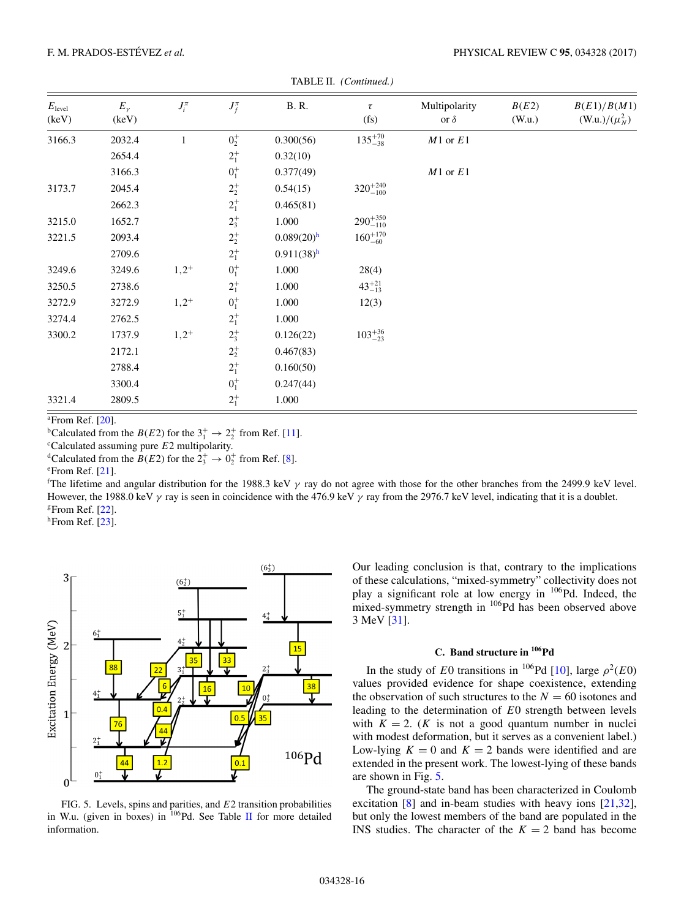TABLE II. *(Continued.)*

| $E_{\text{level}}$ (keV) | $E_\gamma$ (keV) | $J_i^\pi$ | $J_f^\pi$ | B. R. | $\tau$ (fs) | Multipolarity or $\delta$ | $B(E2)$ (W.u.) | $B(E1)/B(M1)$ (W.u.)/($\mu_N^2$) |
|---|---|---|---|---|---|---|---|---|
| 3166.3 | 2032.4 | 1 | $0_2^+$ | 0.300(56) | $135^{+70}_{-38}$ | $M1$ or $E1$ | | |
| | 2654.4 | | $2_1^+$ | 0.32(10) | | | | |
| | 3166.3 | | $0_1^+$ | 0.377(49) | | $M1$ or $E1$ | | |
| 3173.7 | 2045.4 | | $2_2^+$ | 0.54(15) | $320^{+240}_{-100}$ | | | |
| | 2662.3 | | $2_1^+$ | 0.465(81) | | | | |
| 3215.0 | 1652.7 | | $2_3^+$ | 1.000 | $290^{+350}_{-110}$ | | | |
| 3221.5 | 2093.4 | | $2_2^+$ | 0.089(20)[h] | $160^{+170}_{-60}$ | | | |
| | 2709.6 | | $2_1^+$ | 0.911(38)[h] | | | | |
| 3249.6 | 3249.6 | 1,2$^+$ | $0_1^+$ | 1.000 | 28(4) | | | |
| 3250.5 | 2738.6 | | $2_1^+$ | 1.000 | $43^{+21}_{-13}$ | | | |
| 3272.9 | 3272.9 | 1,2$^+$ | $0_1^+$ | 1.000 | 12(3) | | | |
| 3274.4 | 2762.5 | | $2_1^+$ | 1.000 | | | | |
| 3300.2 | 1737.9 | 1,2$^+$ | $2_3^+$ | 0.126(22) | $103^{+36}_{-23}$ | | | |
| | 2172.1 | | $2_2^+$ | 0.467(83) | | | | |
| | 2788.4 | | $2_1^+$ | 0.160(50) | | | | |
| | 3300.4 | | $0_1^+$ | 0.247(44) | | | | |
| 3321.4 | 2809.5 | | $2_1^+$ | 1.000 | | | | |

[a]From Ref. [20].
[b]Calculated from the $B(E2)$ for the $3_1^+ \to 2_2^+$ from Ref. [11].
[c]Calculated assuming pure $E2$ multipolarity.
[d]Calculated from the $B(E2)$ for the $2_3^+ \to 0_2^+$ from Ref. [8].
[e]From Ref. [21].
[f]The lifetime and angular distribution for the 1988.3 keV $\gamma$ ray do not agree with those for the other branches from the 2499.9 keV level. However, the 1988.0 keV $\gamma$ ray is seen in coincidence with the 476.9 keV $\gamma$ ray from the 2976.7 keV level, indicating that it is a doublet.
[g]From Ref. [22].
[h]From Ref. [23].

FIG. 5. Levels, spins and parities, and $E2$ transition probabilities in W.u. (given in boxes) in $^{106}$Pd. See Table II for more detailed information.

Our leading conclusion is that, contrary to the implications of these calculations, "mixed-symmetry" collectivity does not play a significant role at low energy in $^{106}$Pd. Indeed, the mixed-symmetry strength in $^{106}$Pd has been observed above 3 MeV [31].

### C. Band structure in $^{106}$Pd

In the study of $E0$ transitions in $^{106}$Pd [10], large $\rho^2(E0)$ values provided evidence for shape coexistence, extending the observation of such structures to the $N = 60$ isotones and leading to the determination of $E0$ strength between levels with $K = 2$. ($K$ is not a good quantum number in nuclei with modest deformation, but it serves as a convenient label.) Low-lying $K = 0$ and $K = 2$ bands were identified and are extended in the present work. The lowest-lying of these bands are shown in Fig. 5.

The ground-state band has been characterized in Coulomb excitation [8] and in-beam studies with heavy ions [21,32], but only the lowest members of the band are populated in the INS studies. The character of the $K = 2$ band has become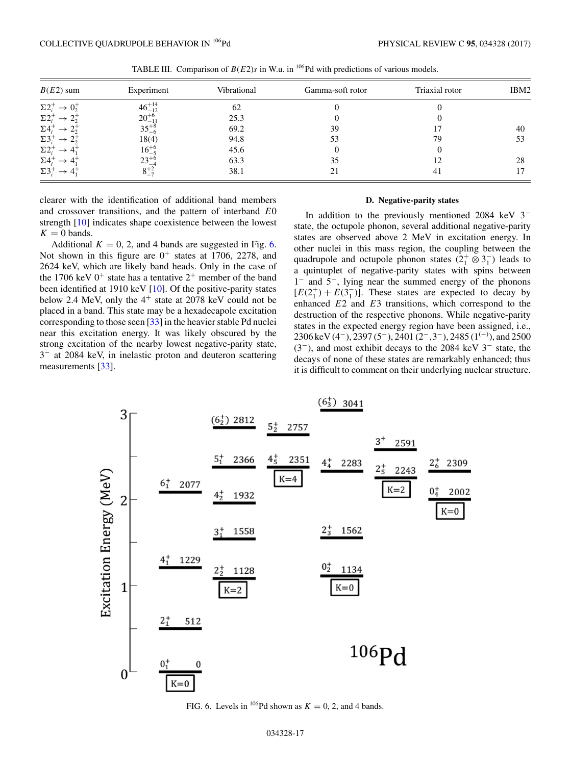TABLE III. Comparison of $B(E2)$s in W.u. in $^{106}$Pd with predictions of various models.

| $B(E2)$ sum | Experiment | Vibrational | Gamma-soft rotor | Triaxial rotor | IBM2 |
| --- | --- | --- | --- | --- | --- |
| $\Sigma 2_i^+ \rightarrow 0_2^+$ | $46_{-12}^{+14}$ | 62 | 0 | 0 | |
| $\Sigma 2_i^+ \rightarrow 2_2^+$ | $20_{-11}^{+6}$ | 25.3 | 0 | 0 | |
| $\Sigma 4_i^+ \rightarrow 2_2^+$ | $35_{-6}^{+8}$ | 69.2 | 39 | 17 | 40 |
| $\Sigma 3_i^+ \rightarrow 2_2^+$ | 18(4) | 94.8 | 53 | 79 | 53 |
| $\Sigma 2_i^+ \rightarrow 4_1^+$ | $16_{-5}^{+6}$ | 45.6 | 0 | 0 | |
| $\Sigma 4_i^+ \rightarrow 4_1^+$ | $23_{-4}^{+6}$ | 63.3 | 35 | 12 | 28 |
| $\Sigma 3_i^+ \rightarrow 4_1^+$ | $8_{-7}^{+2}$ | 38.1 | 21 | 41 | 17 |

clearer with the identification of additional band members and crossover transitions, and the pattern of interband $E0$ strength [10] indicates shape coexistence between the lowest $K = 0$ bands.

Additional $K = 0$, 2, and 4 bands are suggested in Fig. 6. Not shown in this figure are $0^+$ states at 1706, 2278, and 2624 keV, which are likely band heads. Only in the case of the 1706 keV $0^+$ state has a tentative $2^+$ member of the band been identified at 1910 keV [10]. Of the positive-parity states below 2.4 MeV, only the $4^+$ state at 2078 keV could not be placed in a band. This state may be a hexadecapole excitation corresponding to those seen [33] in the heavier stable Pd nuclei near this excitation energy. It was likely obscured by the strong excitation of the nearby lowest negative-parity state, $3^-$ at 2084 keV, in inelastic proton and deuteron scattering measurements [33].

### D. Negative-parity states

In addition to the previously mentioned 2084 keV $3^-$ state, the octupole phonon, several additional negative-parity states are observed above 2 MeV in excitation energy. In other nuclei in this mass region, the coupling between the quadrupole and octupole phonon states ($2_1^+ \otimes 3_1^-$) leads to a quintuplet of negative-parity states with spins between $1^-$ and $5^-$, lying near the summed energy of the phonons $[E(2_1^+) + E(3_1^-)]$. These states are expected to decay by enhanced $E2$ and $E3$ transitions, which correspond to the destruction of the respective phonons. While negative-parity states in the expected energy region have been assigned, i.e., 2306 keV ($4^-$), 2397 ($5^-$), 2401 ($2^-$,$3^-$), 2485 ($1^{(-)}$), and 2500 ($3^-$), and most exhibit decays to the 2084 keV $3^-$ state, the decays of none of these states are remarkably enhanced; thus it is difficult to comment on their underlying nuclear structure.

FIG. 6. Levels in $^{106}$Pd shown as $K = 0$, 2, and 4 bands.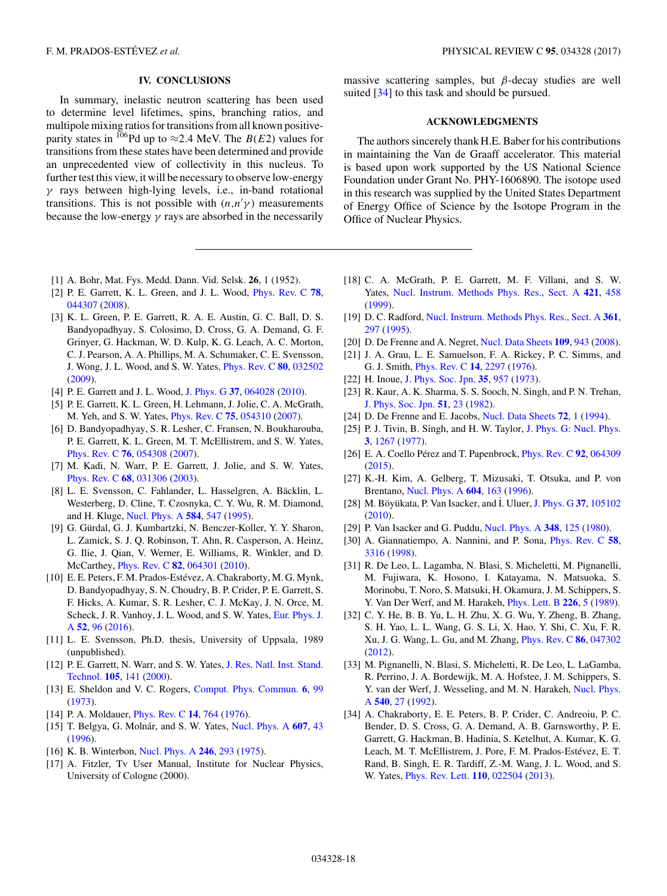## IV. CONCLUSIONS

In summary, inelastic neutron scattering has been used to determine level lifetimes, spins, branching ratios, and multipole mixing ratios for transitions from all known positive-parity states in $^{106}$Pd up to ≈2.4 MeV. The $B(E2)$ values for transitions from these states have been determined and provide an unprecedented view of collectivity in this nucleus. To further test this view, it will be necessary to observe low-energy $\gamma$ rays between high-lying levels, i.e., in-band rotational transitions. This is not possible with $(n,n'\gamma)$ measurements because the low-energy $\gamma$ rays are absorbed in the necessarily massive scattering samples, but $\beta$-decay studies are well suited [34] to this task and should be pursued.

## ACKNOWLEDGMENTS

The authors sincerely thank H.E. Baber for his contributions in maintaining the Van de Graaff accelerator. This material is based upon work supported by the US National Science Foundation under Grant No. PHY-1606890. The isotope used in this research was supplied by the United States Department of Energy Office of Science by the Isotope Program in the Office of Nuclear Physics.

---

[1] A. Bohr, Mat. Fys. Medd. Dann. Vid. Selsk. **26**, 1 (1952).

[2] P. E. Garrett, K. L. Green, and J. L. Wood, Phys. Rev. C **78**, 044307 (2008).

[3] K. L. Green, P. E. Garrett, R. A. E. Austin, G. C. Ball, D. S. Bandyopadhyay, S. Colosimo, D. Cross, G. A. Demand, G. F. Grinyer, G. Hackman, W. D. Kulp, K. G. Leach, A. C. Morton, C. J. Pearson, A. A. Phillips, M. A. Schumaker, C. E. Svensson, J. Wong, J. L. Wood, and S. W. Yates, Phys. Rev. C **80**, 032502 (2009).

[4] P. E. Garrett and J. L. Wood, J. Phys. G **37**, 064028 (2010).

[5] P. E. Garrett, K. L. Green, H. Lehmann, J. Jolie, C. A. McGrath, M. Yeh, and S. W. Yates, Phys. Rev. C **75**, 054310 (2007).

[6] D. Bandyopadhyay, S. R. Lesher, C. Fransen, N. Boukharouba, P. E. Garrett, K. L. Green, M. T. McEllistrem, and S. W. Yates, Phys. Rev. C **76**, 054308 (2007).

[7] M. Kadi, N. Warr, P. E. Garrett, J. Jolie, and S. W. Yates, Phys. Rev. C **68**, 031306 (2003).

[8] L. E. Svensson, C. Fahlander, L. Hasselgren, A. Bäcklin, L. Westerberg, D. Cline, T. Czosnyka, C. Y. Wu, R. M. Diamond, and H. Kluge, Nucl. Phys. A **584**, 547 (1995).

[9] G. Gürdal, G. J. Kumbartzki, N. Benczer-Koller, Y. Y. Sharon, L. Zamick, S. J. Q. Robinson, T. Ahn, R. Casperson, A. Heinz, G. Ilie, J. Qian, V. Werner, E. Williams, R. Winkler, and D. McCarthey, Phys. Rev. C **82**, 064301 (2010).

[10] E. E. Peters, F. M. Prados-Estévez, A. Chakraborty, M. G. Mynk, D. Bandyopadhyay, S. N. Choudry, B. P. Crider, P. E. Garrett, S. F. Hicks, A. Kumar, S. R. Lesher, C. J. McKay, J. N. Orce, M. Scheck, J. R. Vanhoy, J. L. Wood, and S. W. Yates, Eur. Phys. J. A **52**, 96 (2016).

[11] L. E. Svensson, Ph.D. thesis, University of Uppsala, 1989 (unpublished).

[12] P. E. Garrett, N. Warr, and S. W. Yates, J. Res. Natl. Inst. Stand. Technol. **105**, 141 (2000).

[13] E. Sheldon and V. C. Rogers, Comput. Phys. Commun. **6**, 99 (1973).

[14] P. A. Moldauer, Phys. Rev. C **14**, 764 (1976).

[15] T. Belgya, G. Molnár, and S. W. Yates, Nucl. Phys. A **607**, 43 (1996).

[16] K. B. Winterbon, Nucl. Phys. A **246**, 293 (1975).

[17] A. Fitzler, Tv User Manual, Institute for Nuclear Physics, University of Cologne (2000).

[18] C. A. McGrath, P. E. Garrett, M. F. Villani, and S. W. Yates, Nucl. Instrum. Methods Phys. Res., Sect. A **421**, 458 (1999).

[19] D. C. Radford, Nucl. Instrum. Methods Phys. Res., Sect. A **361**, 297 (1995).

[20] D. De Frenne and A. Negret, Nucl. Data Sheets **109**, 943 (2008).

[21] J. A. Grau, L. E. Samuelson, F. A. Rickey, P. C. Simms, and G. J. Smith, Phys. Rev. C **14**, 2297 (1976).

[22] H. Inoue, J. Phys. Soc. Jpn. **35**, 957 (1973).

[23] R. Kaur, A. K. Sharma, S. S. Sooch, N. Singh, and P. N. Trehan, J. Phys. Soc. Jpn. **51**, 23 (1982).

[24] D. De Frenne and E. Jacobs, Nucl. Data Sheets **72**, 1 (1994).

[25] P. J. Tivin, B. Singh, and H. W. Taylor, J. Phys. G: Nucl. Phys. **3**, 1267 (1977).

[26] E. A. Coello Pérez and T. Papenbrock, Phys. Rev. C **92**, 064309 (2015).

[27] K.-H. Kim, A. Gelberg, T. Mizusaki, T. Otsuka, and P. von Brentano, Nucl. Phys. A **604**, 163 (1996).

[28] M. Böyükata, P. Van Isacker, and İ. Uluer, J. Phys. G **37**, 105102 (2010).

[29] P. Van Isacker and G. Puddu, Nucl. Phys. A **348**, 125 (1980).

[30] A. Giannatiempo, A. Nannini, and P. Sona, Phys. Rev. C **58**, 3316 (1998).

[31] R. De Leo, L. Lagamba, N. Blasi, S. Micheletti, M. Pignanelli, M. Fujiwara, K. Hosono, I. Katayama, N. Matsuoka, S. Morinobu, T. Noro, S. Matsuki, H. Okamura, J. M. Schippers, S. Y. Van Der Werf, and M. Harakeh, Phys. Lett. B **226**, 5 (1989).

[32] C. Y. He, B. B. Yu, L. H. Zhu, X. G. Wu, Y. Zheng, B. Zhang, S. H. Yao, L. L. Wang, G. S. Li, X. Hao, Y. Shi, C. Xu, F. R. Xu, J. G. Wang, L. Gu, and M. Zhang, Phys. Rev. C **86**, 047302 (2012).

[33] M. Pignanelli, N. Blasi, S. Micheletti, R. De Leo, L. LaGamba, R. Perrino, J. A. Bordewijk, M. A. Hofstee, J. M. Schippers, S. Y. van der Werf, J. Wesseling, and M. N. Harakeh, Nucl. Phys. A **540**, 27 (1992).

[34] A. Chakraborty, E. E. Peters, B. P. Crider, C. Andreoiu, P. C. Bender, D. S. Cross, G. A. Demand, A. B. Garnsworthy, P. E. Garrett, G. Hackman, B. Hadinia, S. Ketelhut, A. Kumar, K. G. Leach, M. T. McEllistrem, J. Pore, F. M. Prados-Estévez, E. T. Rand, B. Singh, E. R. Tardiff, Z.-M. Wang, J. L. Wood, and S. W. Yates, Phys. Rev. Lett. **110**, 022504 (2013).